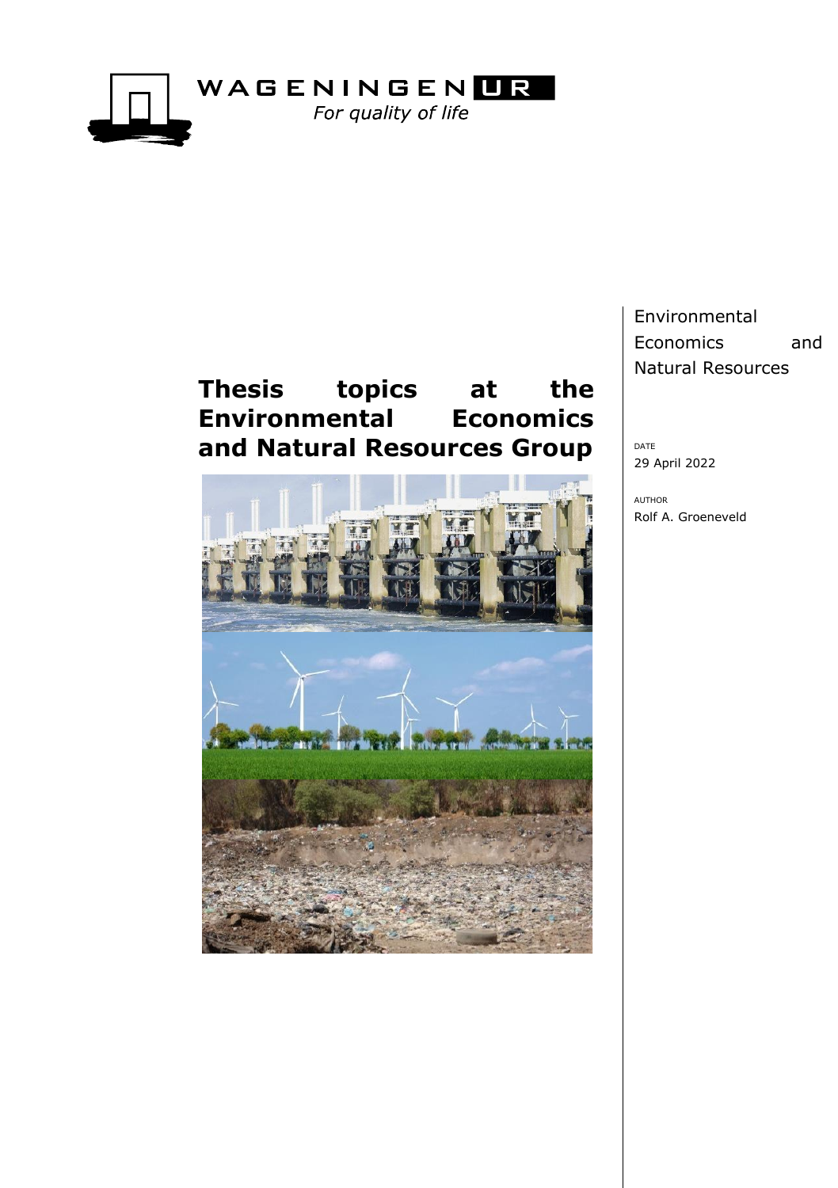WAGENINGEN UR
*For quality of life*

# Thesis topics at the Environmental Economics and Natural Resources Group

Environmental Economics and Natural Resources

DATE
29 April 2022

AUTHOR
Rolf A. Groeneveld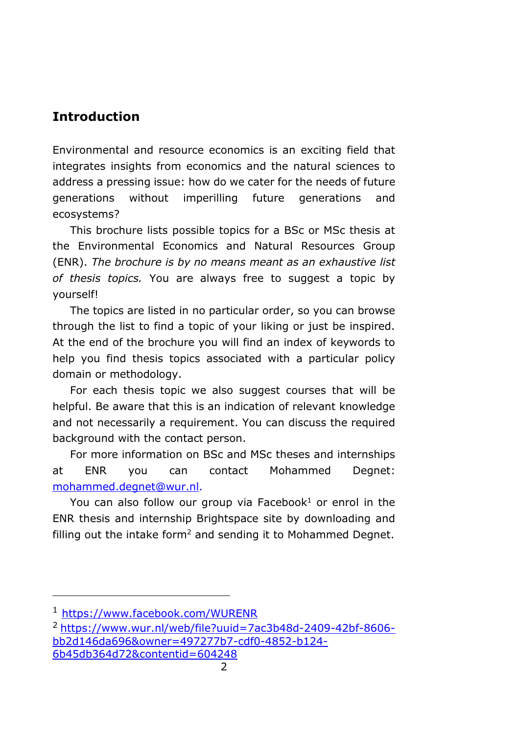## Introduction

Environmental and resource economics is an exciting field that integrates insights from economics and the natural sciences to address a pressing issue: how do we cater for the needs of future generations without imperilling future generations and ecosystems?

This brochure lists possible topics for a BSc or MSc thesis at the Environmental Economics and Natural Resources Group (ENR). *The brochure is by no means meant as an exhaustive list of thesis topics.* You are always free to suggest a topic by yourself!

The topics are listed in no particular order, so you can browse through the list to find a topic of your liking or just be inspired. At the end of the brochure you will find an index of keywords to help you find thesis topics associated with a particular policy domain or methodology.

For each thesis topic we also suggest courses that will be helpful. Be aware that this is an indication of relevant knowledge and not necessarily a requirement. You can discuss the required background with the contact person.

For more information on BSc and MSc theses and internships at ENR you can contact Mohammed Degnet: [mohammed.degnet@wur.nl](mailto:mohammed.degnet@wur.nl).

You can also follow our group via Facebook[1] or enrol in the ENR thesis and internship Brightspace site by downloading and filling out the intake form[2] and sending it to Mohammed Degnet.

---

[1] https://www.facebook.com/WURENR

[2] https://www.wur.nl/web/file?uuid=7ac3b48d-2409-42bf-8606-bb2d146da696&owner=497277b7-cdf0-4852-b124-6b45db364d72&contentid=604248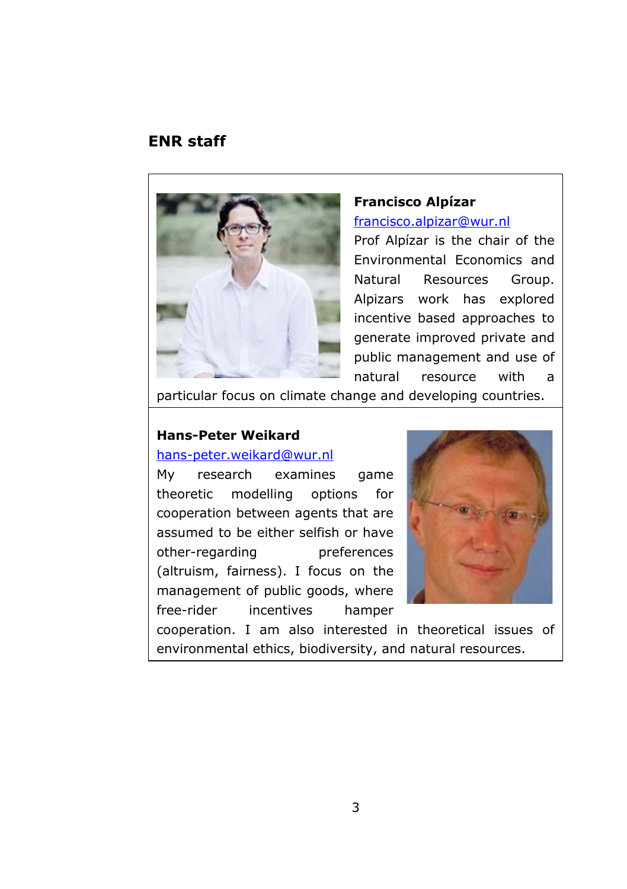## ENR staff

**Francisco Alpízar**
francisco.alpizar@wur.nl
Prof Alpízar is the chair of the Environmental Economics and Natural Resources Group. Alpizars work has explored incentive based approaches to generate improved private and public management and use of natural resource with a particular focus on climate change and developing countries.

**Hans-Peter Weikard**
hans-peter.weikard@wur.nl
My research examines game theoretic modelling options for cooperation between agents that are assumed to be either selfish or have other-regarding preferences (altruism, fairness). I focus on the management of public goods, where free-rider incentives hamper cooperation. I am also interested in theoretical issues of environmental ethics, biodiversity, and natural resources.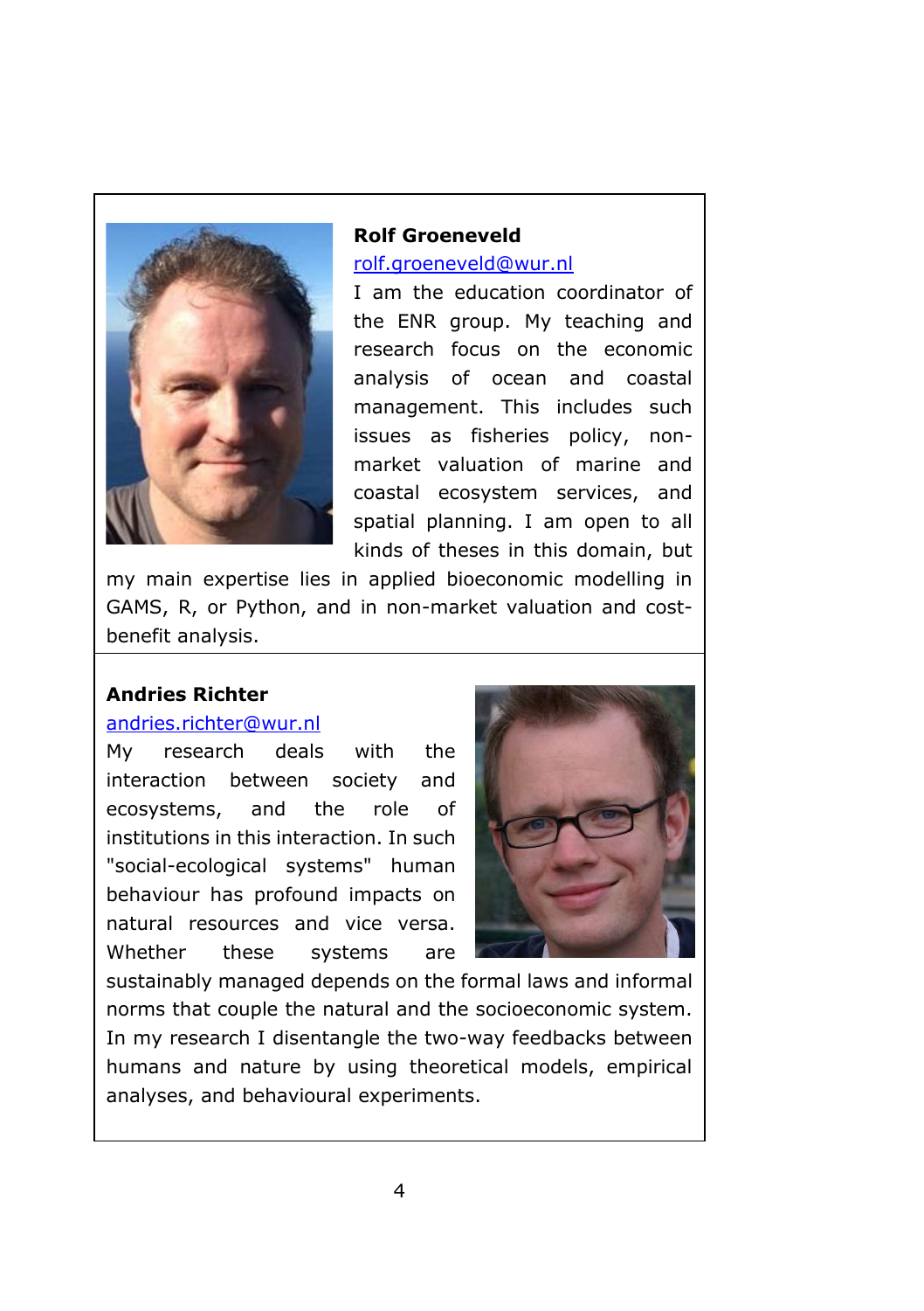**Rolf Groeneveld**

rolf.groeneveld@wur.nl

I am the education coordinator of the ENR group. My teaching and research focus on the economic analysis of ocean and coastal management. This includes such issues as fisheries policy, non-market valuation of marine and coastal ecosystem services, and spatial planning. I am open to all kinds of theses in this domain, but my main expertise lies in applied bioeconomic modelling in GAMS, R, or Python, and in non-market valuation and cost-benefit analysis.

**Andries Richter**

andries.richter@wur.nl

My research deals with the interaction between society and ecosystems, and the role of institutions in this interaction. In such "social-ecological systems" human behaviour has profound impacts on natural resources and vice versa. Whether these systems are sustainably managed depends on the formal laws and informal norms that couple the natural and the socioeconomic system. In my research I disentangle the two-way feedbacks between humans and nature by using theoretical models, empirical analyses, and behavioural experiments.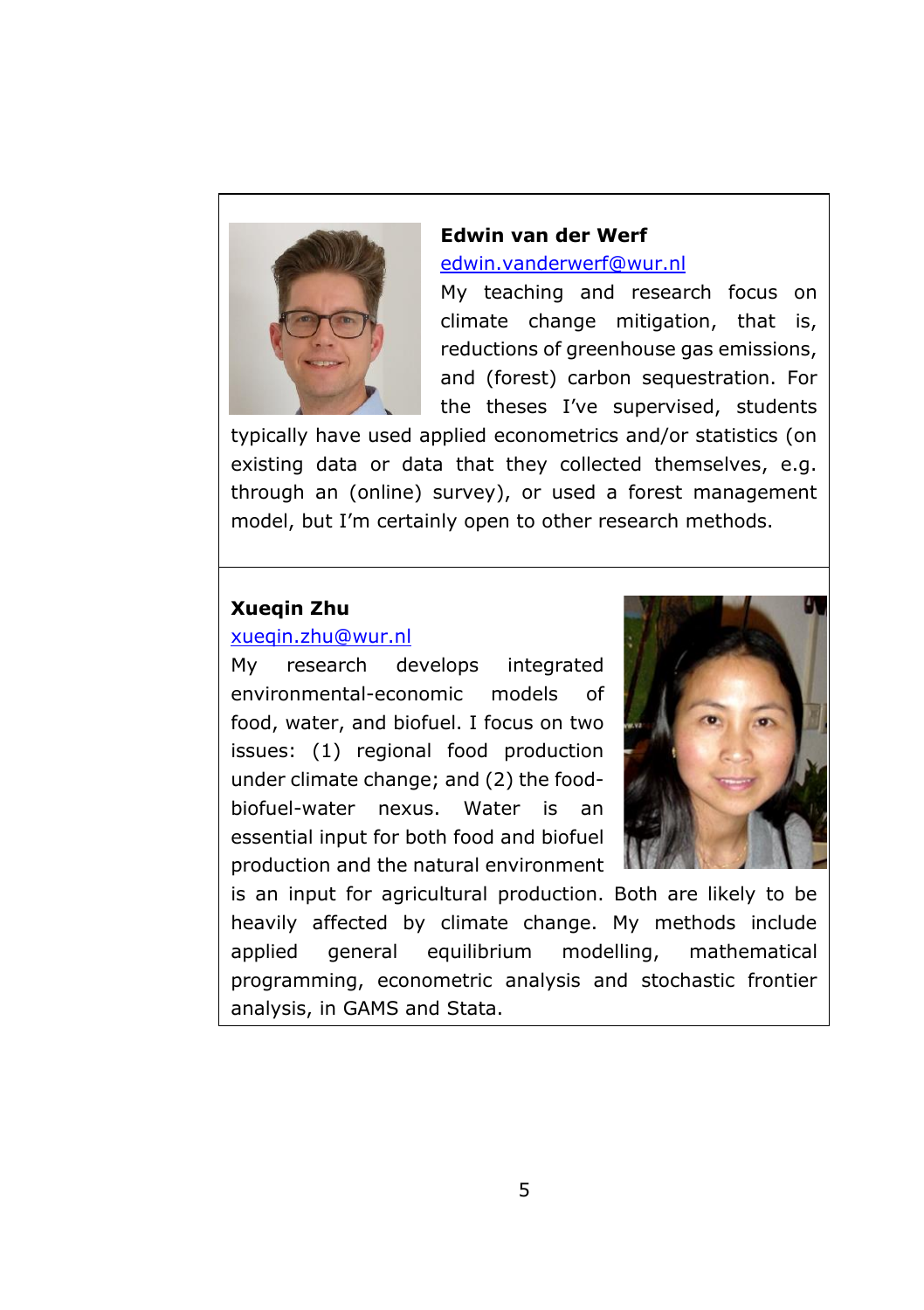**Edwin van der Werf**

[edwin.vanderwerf@wur.nl](mailto:edwin.vanderwerf@wur.nl)

My teaching and research focus on climate change mitigation, that is, reductions of greenhouse gas emissions, and (forest) carbon sequestration. For the theses I've supervised, students typically have used applied econometrics and/or statistics (on existing data or data that they collected themselves, e.g. through an (online) survey), or used a forest management model, but I'm certainly open to other research methods.

**Xueqin Zhu**

[xueqin.zhu@wur.nl](mailto:xueqin.zhu@wur.nl)

My research develops integrated environmental-economic models of food, water, and biofuel. I focus on two issues: (1) regional food production under climate change; and (2) the food-biofuel-water nexus. Water is an essential input for both food and biofuel production and the natural environment is an input for agricultural production. Both are likely to be heavily affected by climate change. My methods include applied general equilibrium modelling, mathematical programming, econometric analysis and stochastic frontier analysis, in GAMS and Stata.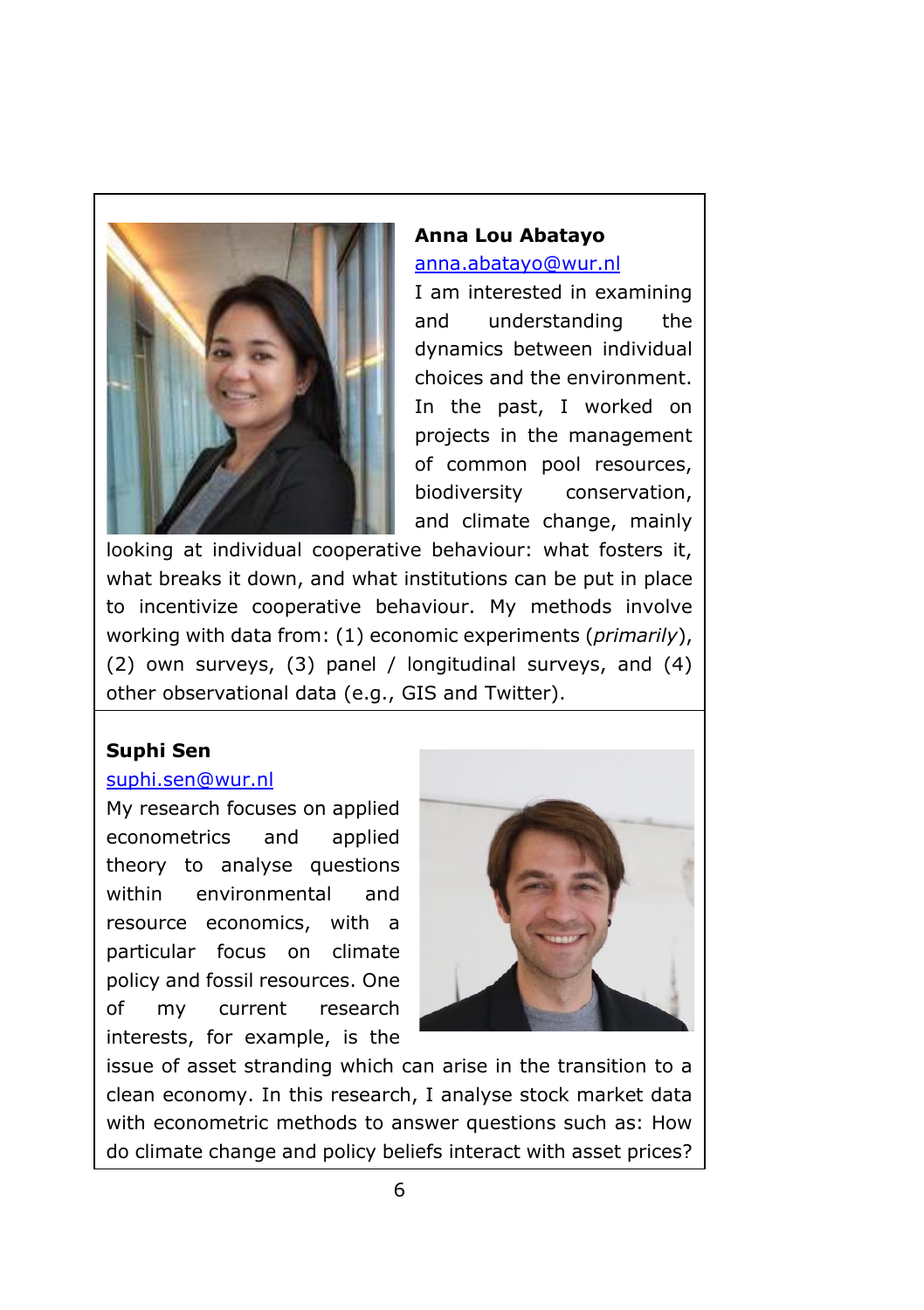**Anna Lou Abatayo**

anna.abatayo@wur.nl

I am interested in examining and understanding the dynamics between individual choices and the environment. In the past, I worked on projects in the management of common pool resources, biodiversity conservation, and climate change, mainly looking at individual cooperative behaviour: what fosters it, what breaks it down, and what institutions can be put in place to incentivize cooperative behaviour. My methods involve working with data from: (1) economic experiments (*primarily*), (2) own surveys, (3) panel / longitudinal surveys, and (4) other observational data (e.g., GIS and Twitter).

---

**Suphi Sen**

suphi.sen@wur.nl

My research focuses on applied econometrics and applied theory to analyse questions within environmental and resource economics, with a particular focus on climate policy and fossil resources. One of my current research interests, for example, is the issue of asset stranding which can arise in the transition to a clean economy. In this research, I analyse stock market data with econometric methods to answer questions such as: How do climate change and policy beliefs interact with asset prices?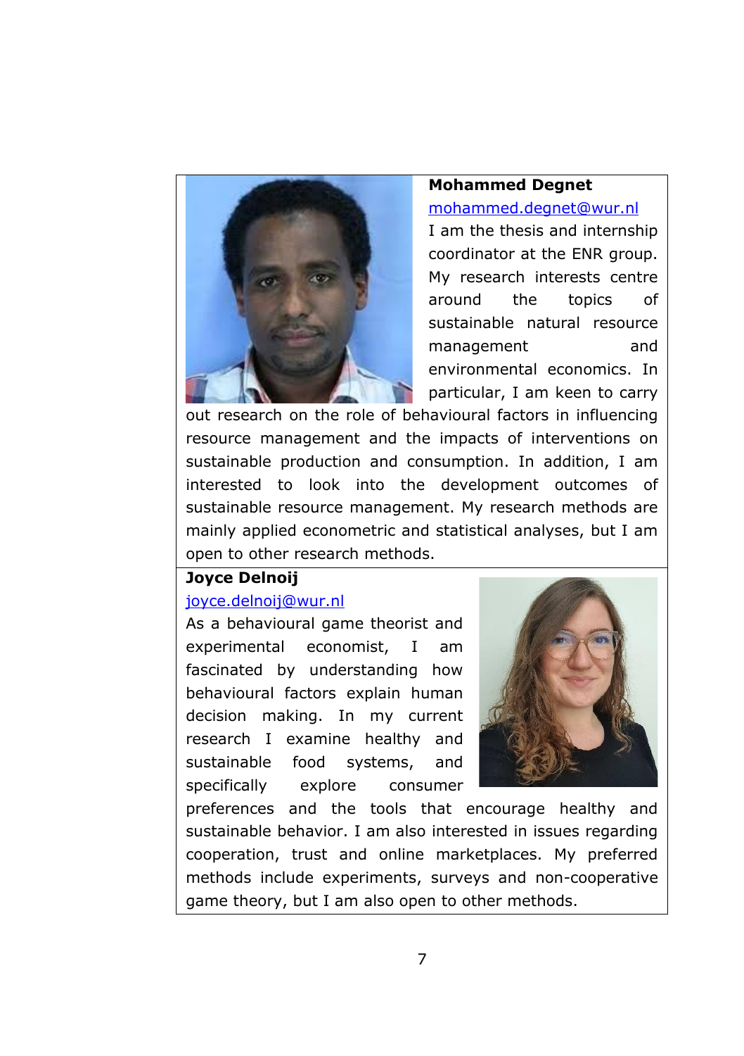**Mohammed Degnet**

mohammed.degnet@wur.nl

I am the thesis and internship coordinator at the ENR group. My research interests centre around the topics of sustainable natural resource management and environmental economics. In particular, I am keen to carry out research on the role of behavioural factors in influencing resource management and the impacts of interventions on sustainable production and consumption. In addition, I am interested to look into the development outcomes of sustainable resource management. My research methods are mainly applied econometric and statistical analyses, but I am open to other research methods.

**Joyce Delnoij**

joyce.delnoij@wur.nl

As a behavioural game theorist and experimental economist, I am fascinated by understanding how behavioural factors explain human decision making. In my current research I examine healthy and sustainable food systems, and specifically explore consumer preferences and the tools that encourage healthy and sustainable behavior. I am also interested in issues regarding cooperation, trust and online marketplaces. My preferred methods include experiments, surveys and non-cooperative game theory, but I am also open to other methods.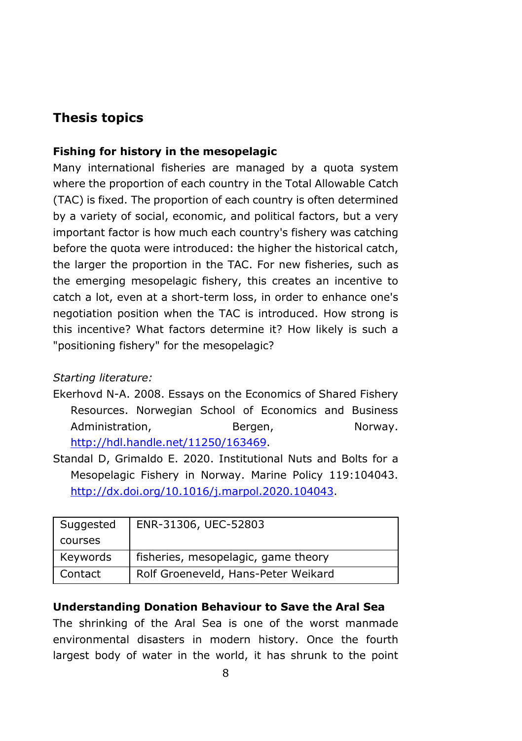## Thesis topics

### Fishing for history in the mesopelagic

Many international fisheries are managed by a quota system where the proportion of each country in the Total Allowable Catch (TAC) is fixed. The proportion of each country is often determined by a variety of social, economic, and political factors, but a very important factor is how much each country's fishery was catching before the quota were introduced: the higher the historical catch, the larger the proportion in the TAC. For new fisheries, such as the emerging mesopelagic fishery, this creates an incentive to catch a lot, even at a short-term loss, in order to enhance one's negotiation position when the TAC is introduced. How strong is this incentive? What factors determine it? How likely is such a "positioning fishery" for the mesopelagic?

*Starting literature:*

Ekerhovd N-A. 2008. Essays on the Economics of Shared Fishery Resources. Norwegian School of Economics and Business Administration, Bergen, Norway. http://hdl.handle.net/11250/163469.

Standal D, Grimaldo E. 2020. Institutional Nuts and Bolts for a Mesopelagic Fishery in Norway. Marine Policy 119:104043. http://dx.doi.org/10.1016/j.marpol.2020.104043.

| Suggested courses | ENR-31306, UEC-52803 |
|---|---|
| Keywords | fisheries, mesopelagic, game theory |
| Contact | Rolf Groeneveld, Hans-Peter Weikard |

### Understanding Donation Behaviour to Save the Aral Sea

The shrinking of the Aral Sea is one of the worst manmade environmental disasters in modern history. Once the fourth largest body of water in the world, it has shrunk to the point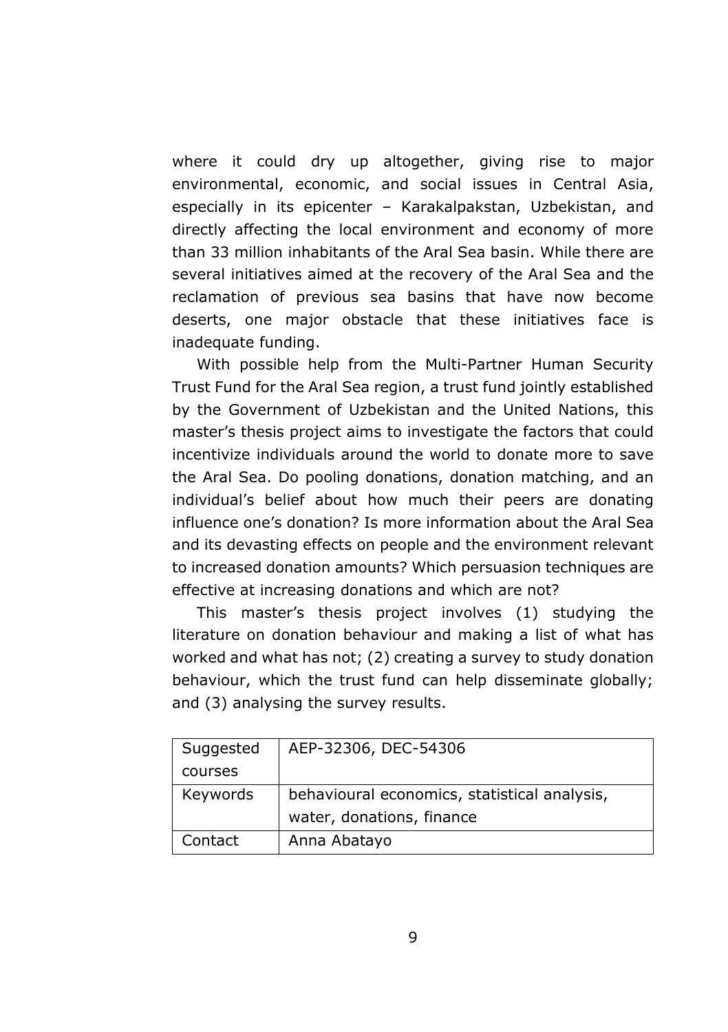where it could dry up altogether, giving rise to major environmental, economic, and social issues in Central Asia, especially in its epicenter – Karakalpakstan, Uzbekistan, and directly affecting the local environment and economy of more than 33 million inhabitants of the Aral Sea basin. While there are several initiatives aimed at the recovery of the Aral Sea and the reclamation of previous sea basins that have now become deserts, one major obstacle that these initiatives face is inadequate funding.

With possible help from the Multi-Partner Human Security Trust Fund for the Aral Sea region, a trust fund jointly established by the Government of Uzbekistan and the United Nations, this master's thesis project aims to investigate the factors that could incentivize individuals around the world to donate more to save the Aral Sea. Do pooling donations, donation matching, and an individual's belief about how much their peers are donating influence one's donation? Is more information about the Aral Sea and its devasting effects on people and the environment relevant to increased donation amounts? Which persuasion techniques are effective at increasing donations and which are not?

This master's thesis project involves (1) studying the literature on donation behaviour and making a list of what has worked and what has not; (2) creating a survey to study donation behaviour, which the trust fund can help disseminate globally; and (3) analysing the survey results.

| Suggested courses | AEP-32306, DEC-54306 |
|---|---|
| Keywords | behavioural economics, statistical analysis, water, donations, finance |
| Contact | Anna Abatayo |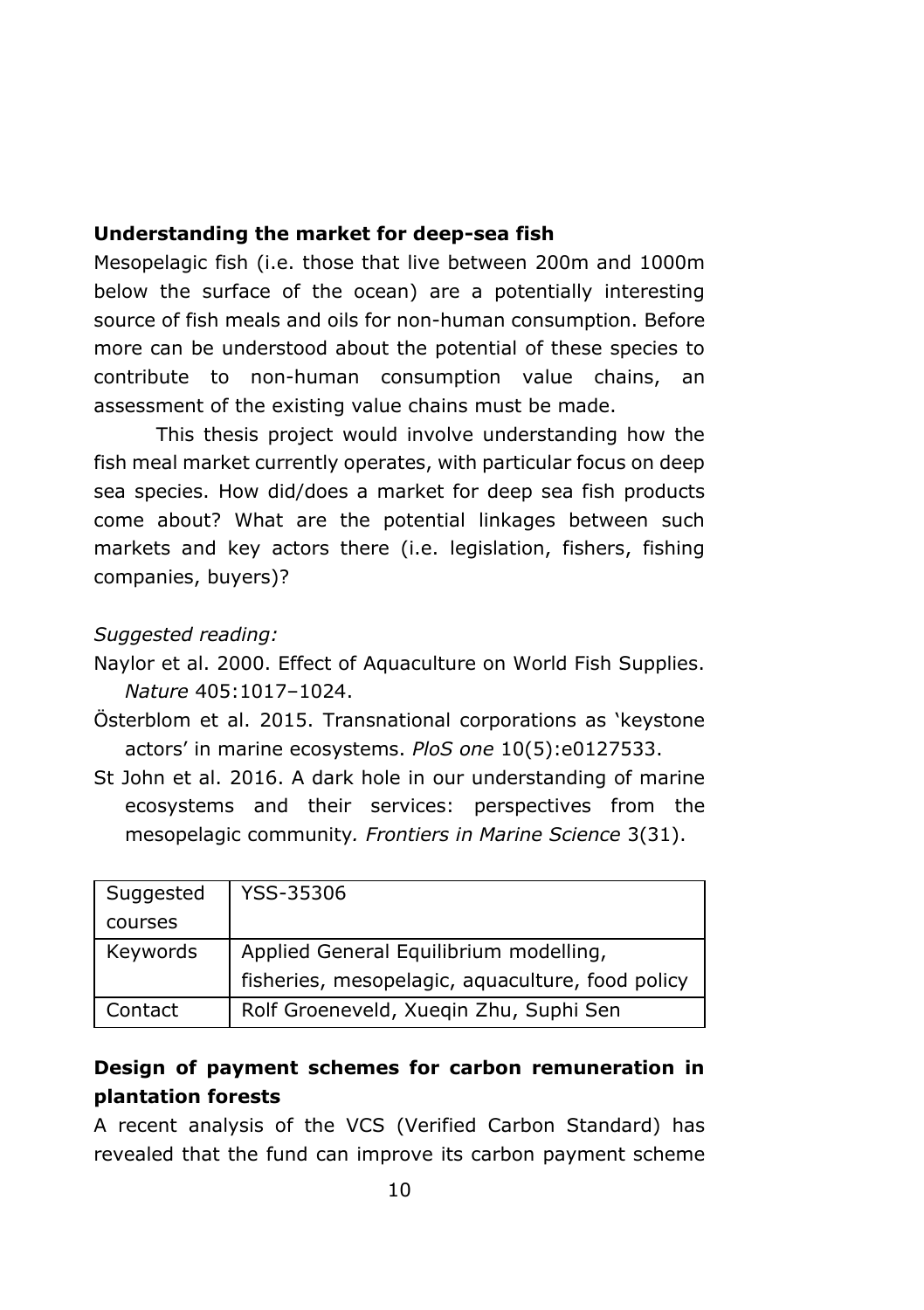### Understanding the market for deep-sea fish

Mesopelagic fish (i.e. those that live between 200m and 1000m below the surface of the ocean) are a potentially interesting source of fish meals and oils for non-human consumption. Before more can be understood about the potential of these species to contribute to non-human consumption value chains, an assessment of the existing value chains must be made.

This thesis project would involve understanding how the fish meal market currently operates, with particular focus on deep sea species. How did/does a market for deep sea fish products come about? What are the potential linkages between such markets and key actors there (i.e. legislation, fishers, fishing companies, buyers)?

*Suggested reading:*

Naylor et al. 2000. Effect of Aquaculture on World Fish Supplies. *Nature* 405:1017–1024.

Österblom et al. 2015. Transnational corporations as 'keystone actors' in marine ecosystems. *PloS one* 10(5):e0127533.

St John et al. 2016. A dark hole in our understanding of marine ecosystems and their services: perspectives from the mesopelagic community. *Frontiers in Marine Science* 3(31).

| | |
|---|---|
| Suggested courses | YSS-35306 |
| Keywords | Applied General Equilibrium modelling, fisheries, mesopelagic, aquaculture, food policy |
| Contact | Rolf Groeneveld, Xueqin Zhu, Suphi Sen |

### Design of payment schemes for carbon remuneration in plantation forests

A recent analysis of the VCS (Verified Carbon Standard) has revealed that the fund can improve its carbon payment scheme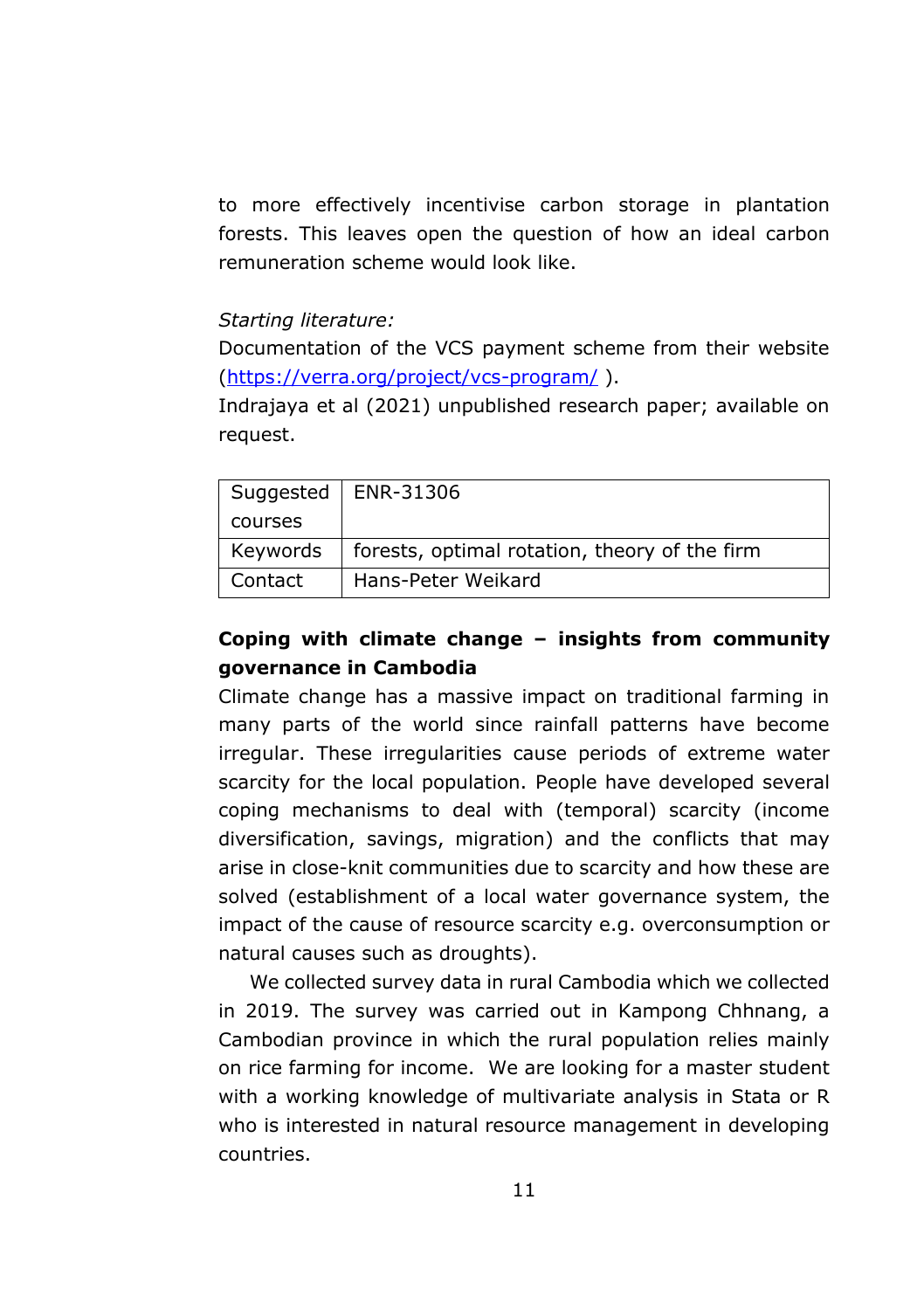to more effectively incentivise carbon storage in plantation forests. This leaves open the question of how an ideal carbon remuneration scheme would look like.

*Starting literature:*
Documentation of the VCS payment scheme from their website (https://verra.org/project/vcs-program/ ).
Indrajaya et al (2021) unpublished research paper; available on request.

| Suggested courses | ENR-31306 |
|---|---|
| Keywords | forests, optimal rotation, theory of the firm |
| Contact | Hans-Peter Weikard |

**Coping with climate change – insights from community governance in Cambodia**

Climate change has a massive impact on traditional farming in many parts of the world since rainfall patterns have become irregular. These irregularities cause periods of extreme water scarcity for the local population. People have developed several coping mechanisms to deal with (temporal) scarcity (income diversification, savings, migration) and the conflicts that may arise in close-knit communities due to scarcity and how these are solved (establishment of a local water governance system, the impact of the cause of resource scarcity e.g. overconsumption or natural causes such as droughts).

We collected survey data in rural Cambodia which we collected in 2019. The survey was carried out in Kampong Chhnang, a Cambodian province in which the rural population relies mainly on rice farming for income. We are looking for a master student with a working knowledge of multivariate analysis in Stata or R who is interested in natural resource management in developing countries.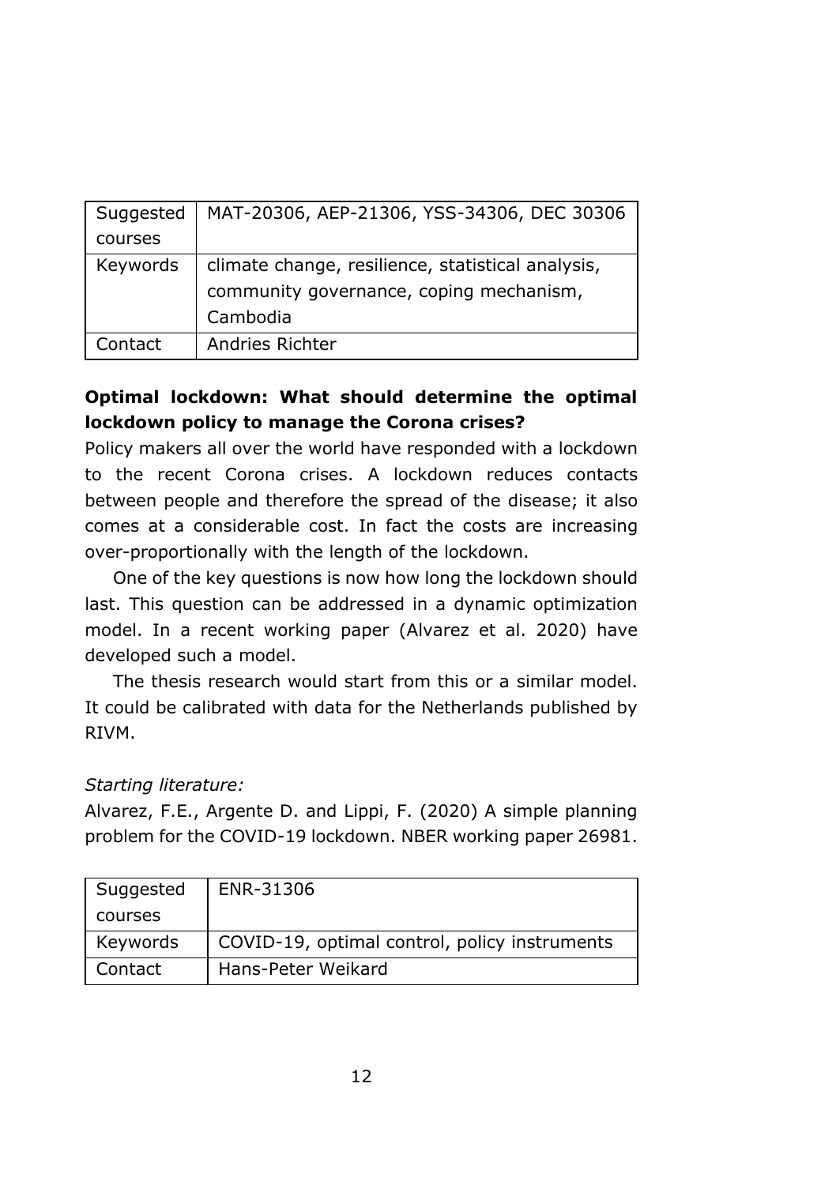| Suggested courses | MAT-20306, AEP-21306, YSS-34306, DEC 30306 |
|---|---|
| Keywords | climate change, resilience, statistical analysis, community governance, coping mechanism, Cambodia |
| Contact | Andries Richter |

**Optimal lockdown: What should determine the optimal lockdown policy to manage the Corona crises?**

Policy makers all over the world have responded with a lockdown to the recent Corona crises. A lockdown reduces contacts between people and therefore the spread of the disease; it also comes at a considerable cost. In fact the costs are increasing over-proportionally with the length of the lockdown.

One of the key questions is now how long the lockdown should last. This question can be addressed in a dynamic optimization model. In a recent working paper (Alvarez et al. 2020) have developed such a model.

The thesis research would start from this or a similar model. It could be calibrated with data for the Netherlands published by RIVM.

*Starting literature:*

Alvarez, F.E., Argente D. and Lippi, F. (2020) A simple planning problem for the COVID-19 lockdown. NBER working paper 26981.

| Suggested courses | ENR-31306 |
|---|---|
| Keywords | COVID-19, optimal control, policy instruments |
| Contact | Hans-Peter Weikard |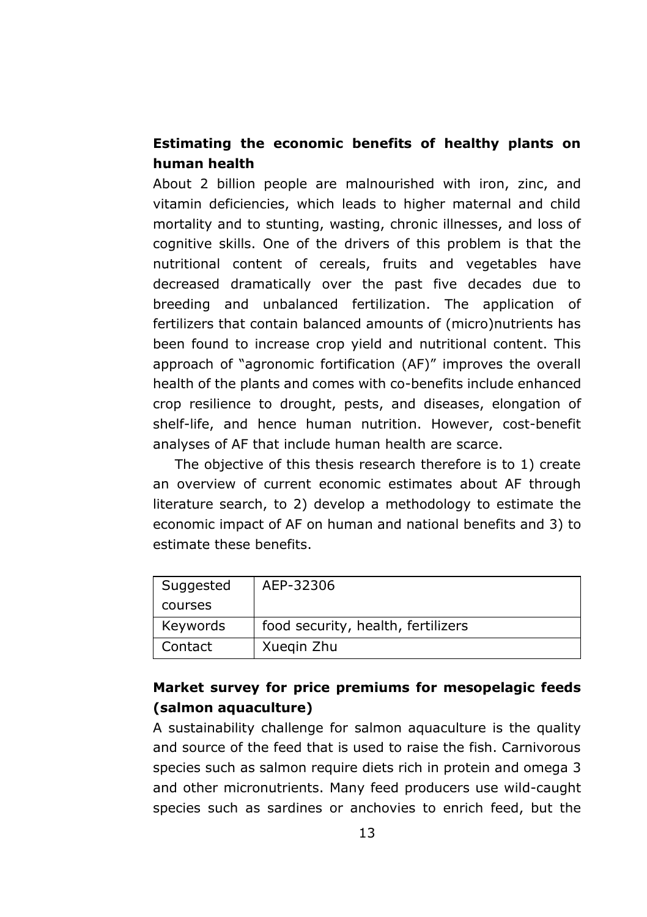## Estimating the economic benefits of healthy plants on human health

About 2 billion people are malnourished with iron, zinc, and vitamin deficiencies, which leads to higher maternal and child mortality and to stunting, wasting, chronic illnesses, and loss of cognitive skills. One of the drivers of this problem is that the nutritional content of cereals, fruits and vegetables have decreased dramatically over the past five decades due to breeding and unbalanced fertilization. The application of fertilizers that contain balanced amounts of (micro)nutrients has been found to increase crop yield and nutritional content. This approach of "agronomic fortification (AF)" improves the overall health of the plants and comes with co-benefits include enhanced crop resilience to drought, pests, and diseases, elongation of shelf-life, and hence human nutrition. However, cost-benefit analyses of AF that include human health are scarce.

The objective of this thesis research therefore is to 1) create an overview of current economic estimates about AF through literature search, to 2) develop a methodology to estimate the economic impact of AF on human and national benefits and 3) to estimate these benefits.

| Suggested courses | AEP-32306 |
|---|---|
| Keywords | food security, health, fertilizers |
| Contact | Xueqin Zhu |

## Market survey for price premiums for mesopelagic feeds (salmon aquaculture)

A sustainability challenge for salmon aquaculture is the quality and source of the feed that is used to raise the fish. Carnivorous species such as salmon require diets rich in protein and omega 3 and other micronutrients. Many feed producers use wild-caught species such as sardines or anchovies to enrich feed, but the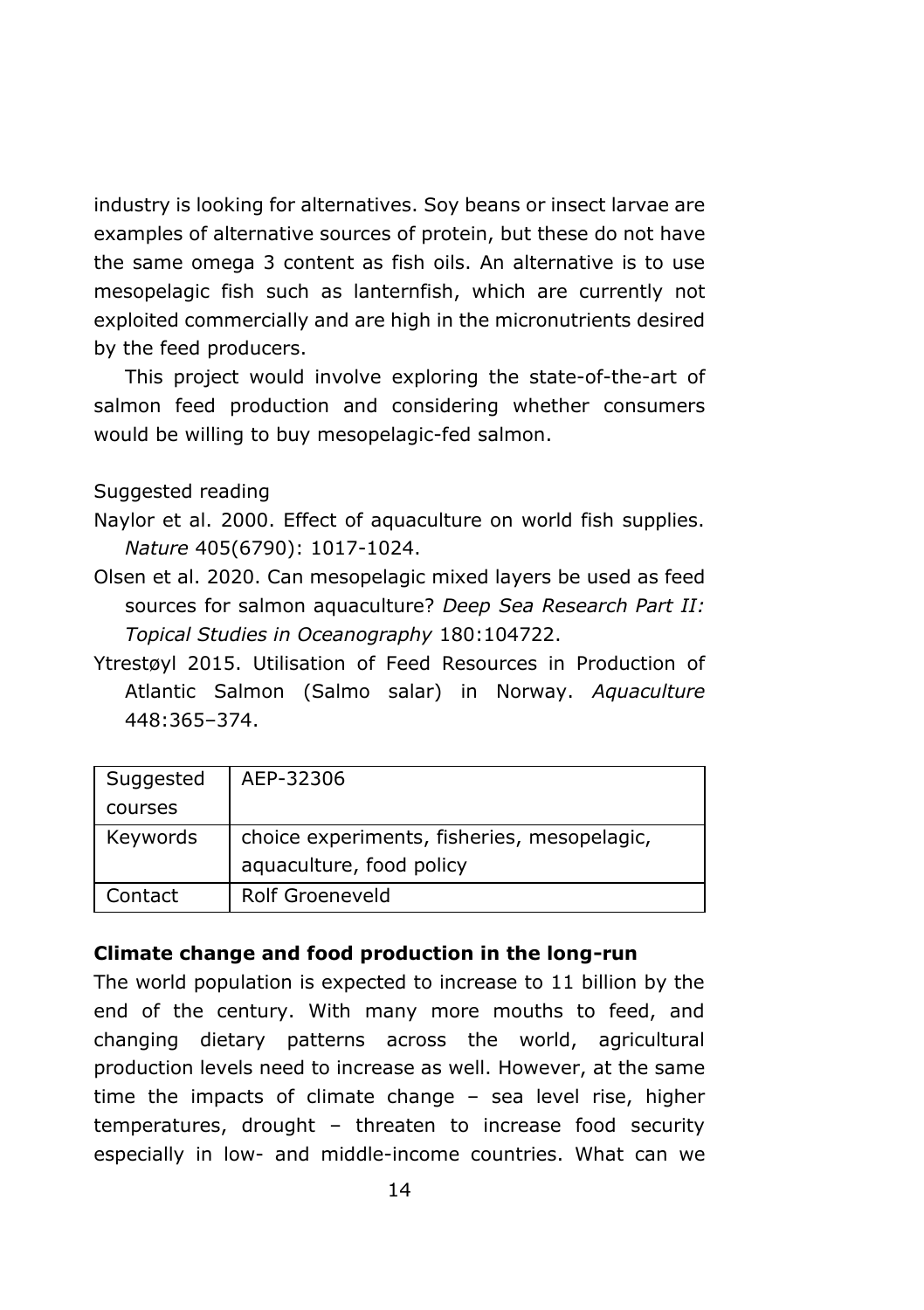industry is looking for alternatives. Soy beans or insect larvae are examples of alternative sources of protein, but these do not have the same omega 3 content as fish oils. An alternative is to use mesopelagic fish such as lanternfish, which are currently not exploited commercially and are high in the micronutrients desired by the feed producers.

This project would involve exploring the state-of-the-art of salmon feed production and considering whether consumers would be willing to buy mesopelagic-fed salmon.

Suggested reading

Naylor et al. 2000. Effect of aquaculture on world fish supplies. *Nature* 405(6790): 1017-1024.

Olsen et al. 2020. Can mesopelagic mixed layers be used as feed sources for salmon aquaculture? *Deep Sea Research Part II: Topical Studies in Oceanography* 180:104722.

Ytrestøyl 2015. Utilisation of Feed Resources in Production of Atlantic Salmon (Salmo salar) in Norway. *Aquaculture* 448:365–374.

| Suggested courses | AEP-32306 |
|---|---|
| Keywords | choice experiments, fisheries, mesopelagic, aquaculture, food policy |
| Contact | Rolf Groeneveld |

**Climate change and food production in the long-run**

The world population is expected to increase to 11 billion by the end of the century. With many more mouths to feed, and changing dietary patterns across the world, agricultural production levels need to increase as well. However, at the same time the impacts of climate change – sea level rise, higher temperatures, drought – threaten to increase food security especially in low- and middle-income countries. What can we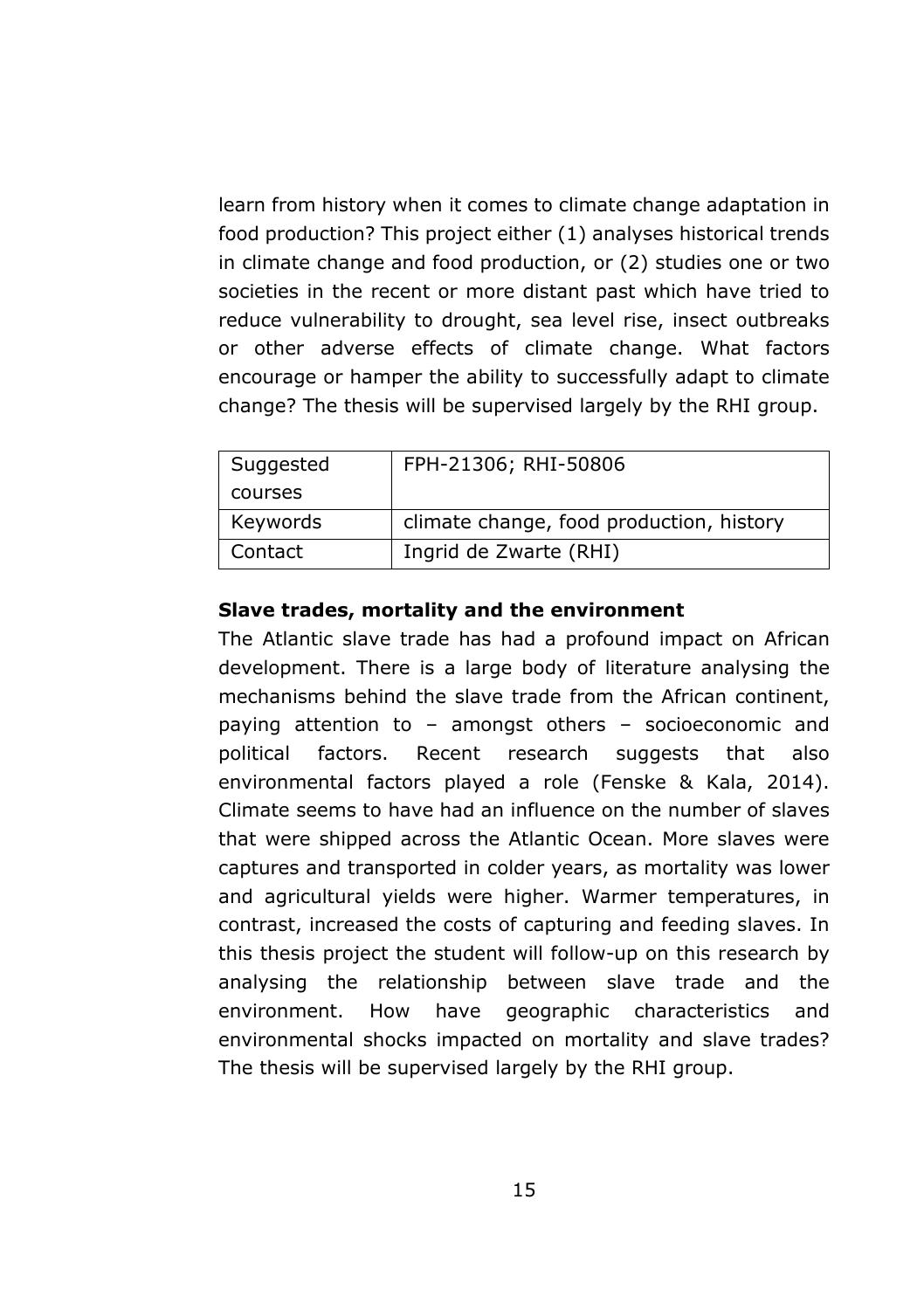learn from history when it comes to climate change adaptation in food production? This project either (1) analyses historical trends in climate change and food production, or (2) studies one or two societies in the recent or more distant past which have tried to reduce vulnerability to drought, sea level rise, insect outbreaks or other adverse effects of climate change. What factors encourage or hamper the ability to successfully adapt to climate change? The thesis will be supervised largely by the RHI group.

| Suggested courses | FPH-21306; RHI-50806 |
| --- | --- |
| Keywords | climate change, food production, history |
| Contact | Ingrid de Zwarte (RHI) |

**Slave trades, mortality and the environment**

The Atlantic slave trade has had a profound impact on African development. There is a large body of literature analysing the mechanisms behind the slave trade from the African continent, paying attention to – amongst others – socioeconomic and political factors. Recent research suggests that also environmental factors played a role (Fenske & Kala, 2014). Climate seems to have had an influence on the number of slaves that were shipped across the Atlantic Ocean. More slaves were captures and transported in colder years, as mortality was lower and agricultural yields were higher. Warmer temperatures, in contrast, increased the costs of capturing and feeding slaves. In this thesis project the student will follow-up on this research by analysing the relationship between slave trade and the environment. How have geographic characteristics and environmental shocks impacted on mortality and slave trades? The thesis will be supervised largely by the RHI group.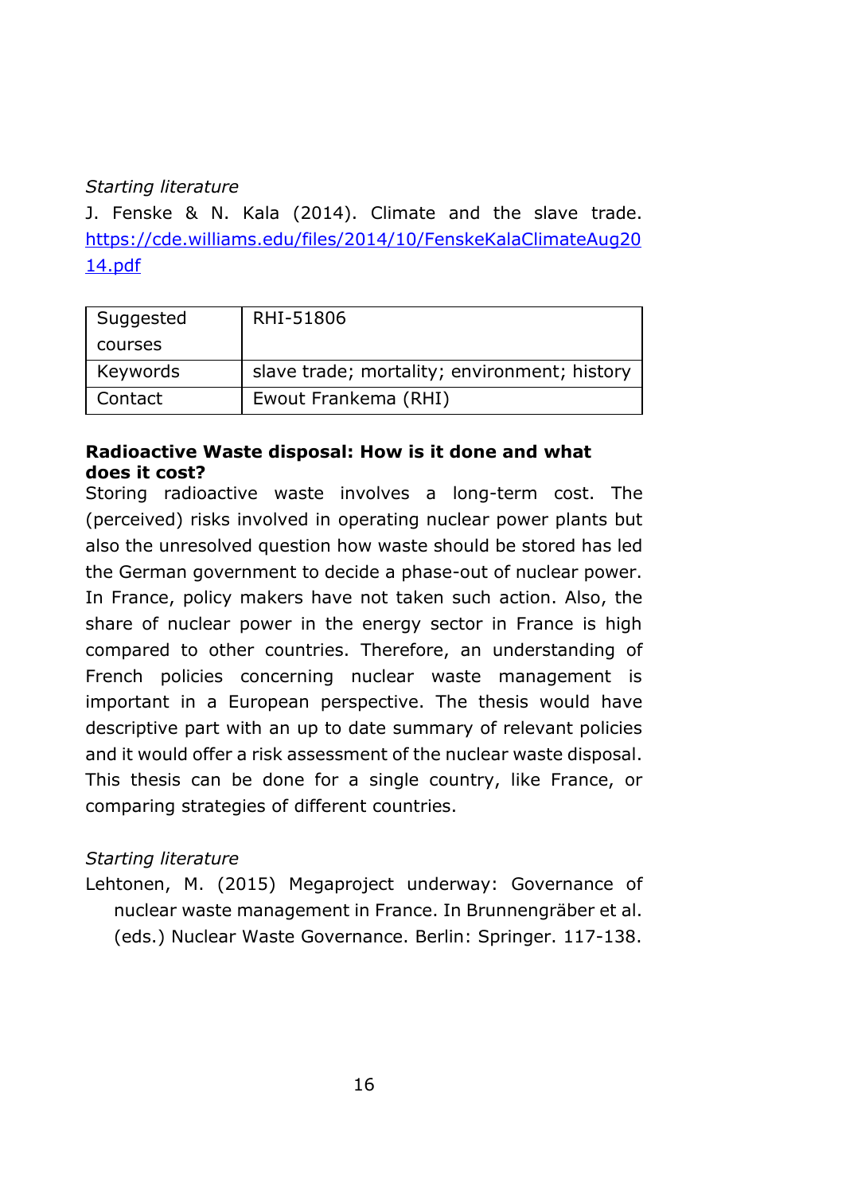*Starting literature*

J. Fenske & N. Kala (2014). Climate and the slave trade. [https://cde.williams.edu/files/2014/10/FenskeKalaClimateAug2014.pdf](https://cde.williams.edu/files/2014/10/FenskeKalaClimateAug2014.pdf)

| Suggested courses | RHI-51806 |
|---|---|
| Keywords | slave trade; mortality; environment; history |
| Contact | Ewout Frankema (RHI) |

**Radioactive Waste disposal: How is it done and what does it cost?**

Storing radioactive waste involves a long-term cost. The (perceived) risks involved in operating nuclear power plants but also the unresolved question how waste should be stored has led the German government to decide a phase-out of nuclear power. In France, policy makers have not taken such action. Also, the share of nuclear power in the energy sector in France is high compared to other countries. Therefore, an understanding of French policies concerning nuclear waste management is important in a European perspective. The thesis would have descriptive part with an up to date summary of relevant policies and it would offer a risk assessment of the nuclear waste disposal. This thesis can be done for a single country, like France, or comparing strategies of different countries.

*Starting literature*

Lehtonen, M. (2015) Megaproject underway: Governance of nuclear waste management in France. In Brunnengräber et al. (eds.) Nuclear Waste Governance. Berlin: Springer. 117-138.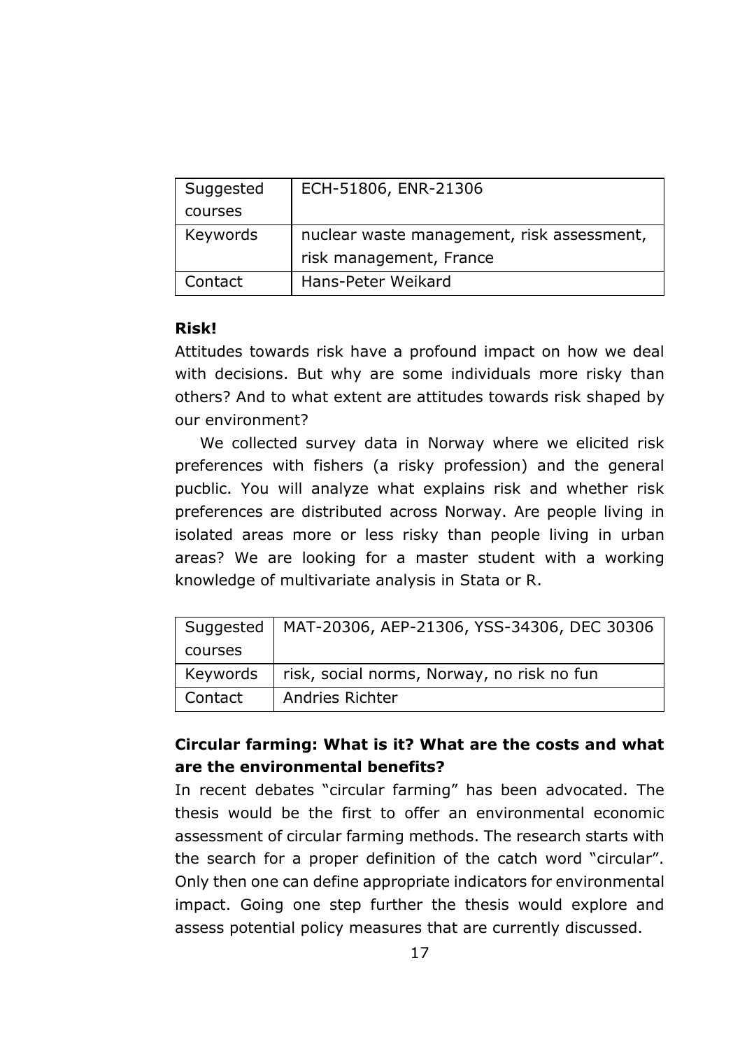| Suggested courses | ECH-51806, ENR-21306 |
| --- | --- |
| Keywords | nuclear waste management, risk assessment, risk management, France |
| Contact | Hans-Peter Weikard |

**Risk!**

Attitudes towards risk have a profound impact on how we deal with decisions. But why are some individuals more risky than others? And to what extent are attitudes towards risk shaped by our environment?

We collected survey data in Norway where we elicited risk preferences with fishers (a risky profession) and the general pucblic. You will analyze what explains risk and whether risk preferences are distributed across Norway. Are people living in isolated areas more or less risky than people living in urban areas? We are looking for a master student with a working knowledge of multivariate analysis in Stata or R.

| Suggested courses | MAT-20306, AEP-21306, YSS-34306, DEC 30306 |
| --- | --- |
| Keywords | risk, social norms, Norway, no risk no fun |
| Contact | Andries Richter |

**Circular farming: What is it? What are the costs and what are the environmental benefits?**

In recent debates "circular farming" has been advocated. The thesis would be the first to offer an environmental economic assessment of circular farming methods. The research starts with the search for a proper definition of the catch word "circular". Only then one can define appropriate indicators for environmental impact. Going one step further the thesis would explore and assess potential policy measures that are currently discussed.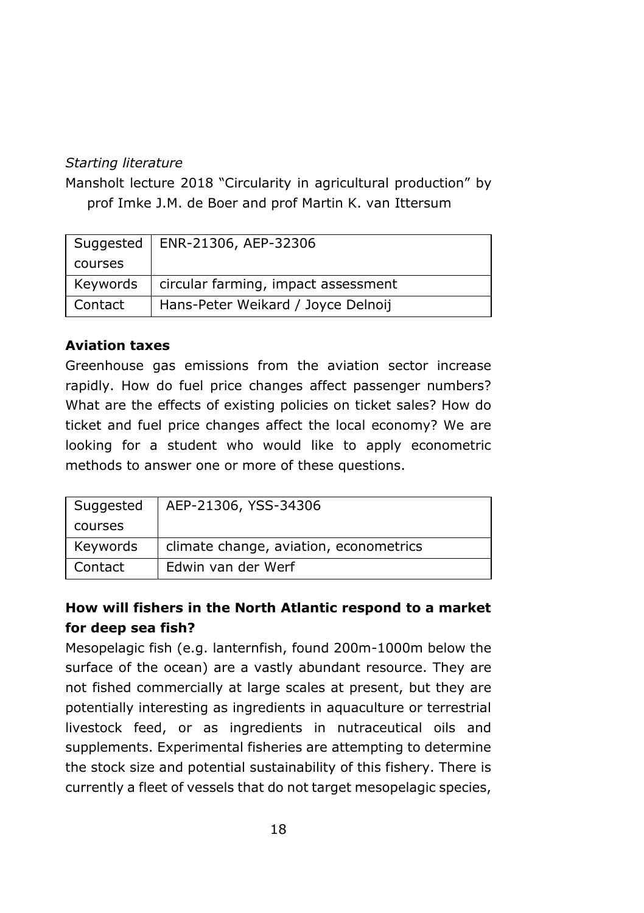*Starting literature*

Mansholt lecture 2018 "Circularity in agricultural production" by prof Imke J.M. de Boer and prof Martin K. van Ittersum

| Suggested courses | ENR-21306, AEP-32306 |
|---|---|
| Keywords | circular farming, impact assessment |
| Contact | Hans-Peter Weikard / Joyce Delnoij |

**Aviation taxes**

Greenhouse gas emissions from the aviation sector increase rapidly. How do fuel price changes affect passenger numbers? What are the effects of existing policies on ticket sales? How do ticket and fuel price changes affect the local economy? We are looking for a student who would like to apply econometric methods to answer one or more of these questions.

| Suggested courses | AEP-21306, YSS-34306 |
|---|---|
| Keywords | climate change, aviation, econometrics |
| Contact | Edwin van der Werf |

**How will fishers in the North Atlantic respond to a market for deep sea fish?**

Mesopelagic fish (e.g. lanternfish, found 200m-1000m below the surface of the ocean) are a vastly abundant resource. They are not fished commercially at large scales at present, but they are potentially interesting as ingredients in aquaculture or terrestrial livestock feed, or as ingredients in nutraceutical oils and supplements. Experimental fisheries are attempting to determine the stock size and potential sustainability of this fishery. There is currently a fleet of vessels that do not target mesopelagic species,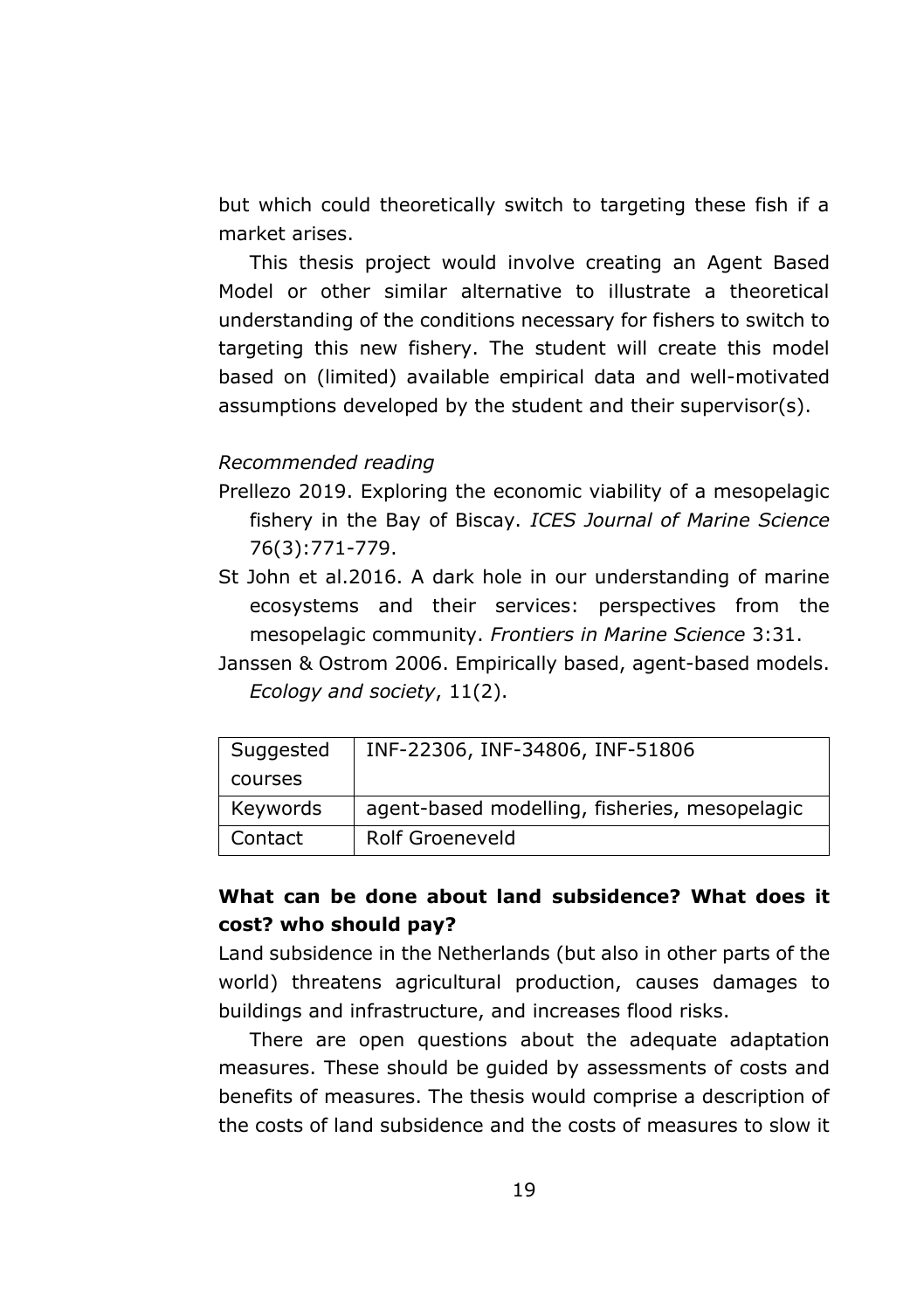but which could theoretically switch to targeting these fish if a market arises.

This thesis project would involve creating an Agent Based Model or other similar alternative to illustrate a theoretical understanding of the conditions necessary for fishers to switch to targeting this new fishery. The student will create this model based on (limited) available empirical data and well-motivated assumptions developed by the student and their supervisor(s).

*Recommended reading*

Prellezo 2019. Exploring the economic viability of a mesopelagic fishery in the Bay of Biscay. *ICES Journal of Marine Science* 76(3):771-779.

St John et al.2016. A dark hole in our understanding of marine ecosystems and their services: perspectives from the mesopelagic community. *Frontiers in Marine Science* 3:31.

Janssen & Ostrom 2006. Empirically based, agent-based models. *Ecology and society*, 11(2).

| Suggested courses | INF-22306, INF-34806, INF-51806 |
|---|---|
| Keywords | agent-based modelling, fisheries, mesopelagic |
| Contact | Rolf Groeneveld |

### What can be done about land subsidence? What does it cost? who should pay?

Land subsidence in the Netherlands (but also in other parts of the world) threatens agricultural production, causes damages to buildings and infrastructure, and increases flood risks.

There are open questions about the adequate adaptation measures. These should be guided by assessments of costs and benefits of measures. The thesis would comprise a description of the costs of land subsidence and the costs of measures to slow it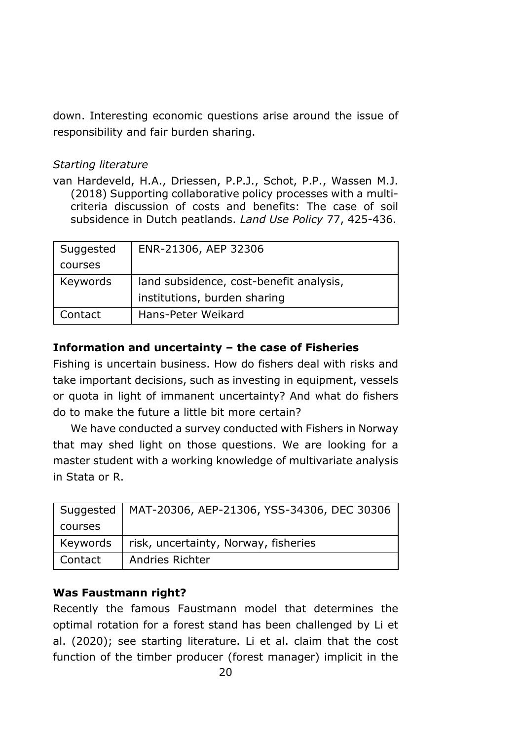down. Interesting economic questions arise around the issue of responsibility and fair burden sharing.

*Starting literature*

van Hardeveld, H.A., Driessen, P.P.J., Schot, P.P., Wassen M.J. (2018) Supporting collaborative policy processes with a multi-criteria discussion of costs and benefits: The case of soil subsidence in Dutch peatlands. *Land Use Policy* 77, 425-436.

| Suggested courses | ENR-21306, AEP 32306 |
|---|---|
| Keywords | land subsidence, cost-benefit analysis, institutions, burden sharing |
| Contact | Hans-Peter Weikard |

### Information and uncertainty – the case of Fisheries

Fishing is uncertain business. How do fishers deal with risks and take important decisions, such as investing in equipment, vessels or quota in light of immanent uncertainty? And what do fishers do to make the future a little bit more certain?

We have conducted a survey conducted with Fishers in Norway that may shed light on those questions. We are looking for a master student with a working knowledge of multivariate analysis in Stata or R.

| Suggested courses | MAT-20306, AEP-21306, YSS-34306, DEC 30306 |
|---|---|
| Keywords | risk, uncertainty, Norway, fisheries |
| Contact | Andries Richter |

### Was Faustmann right?

Recently the famous Faustmann model that determines the optimal rotation for a forest stand has been challenged by Li et al. (2020); see starting literature. Li et al. claim that the cost function of the timber producer (forest manager) implicit in the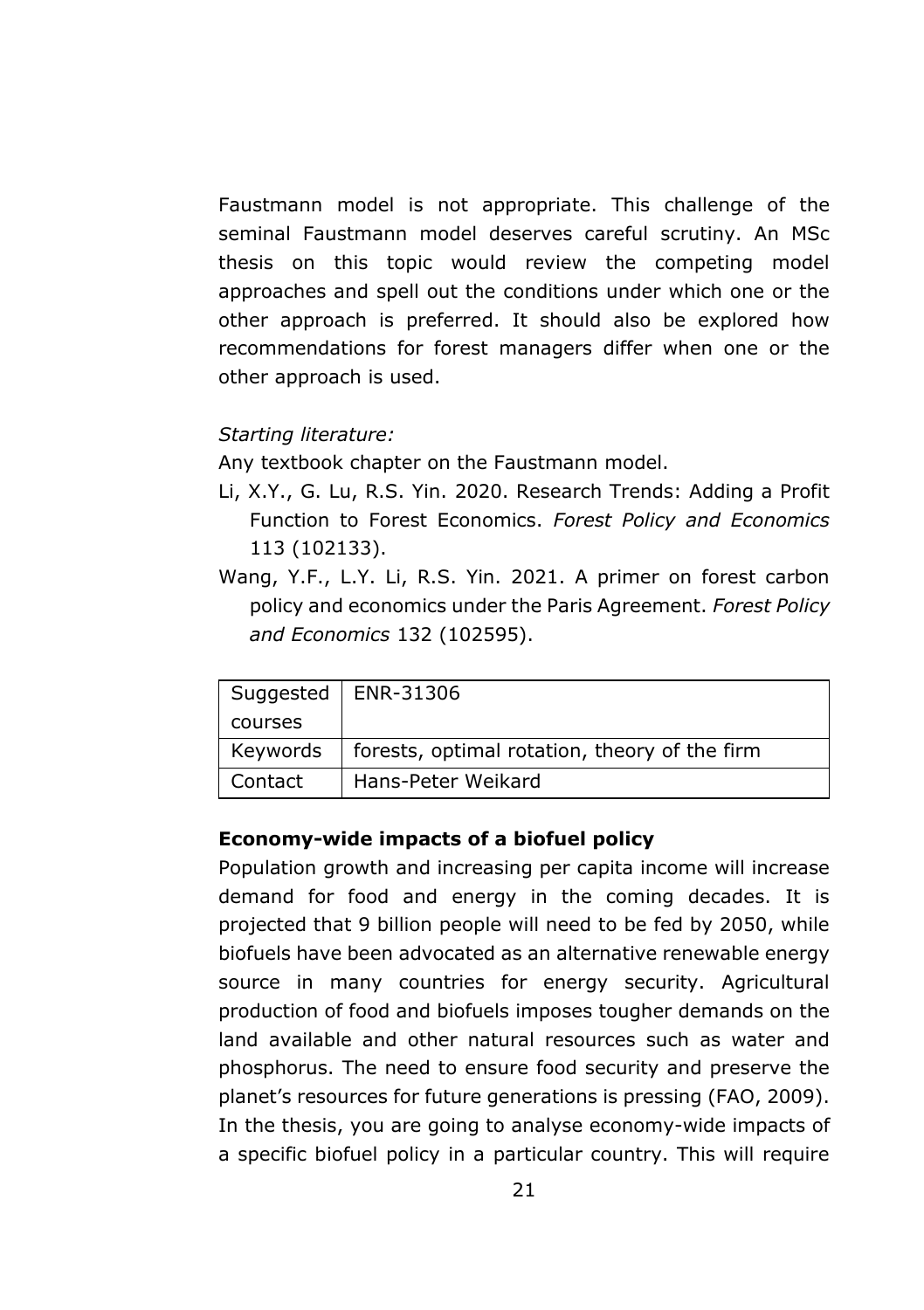Faustmann model is not appropriate. This challenge of the seminal Faustmann model deserves careful scrutiny. An MSc thesis on this topic would review the competing model approaches and spell out the conditions under which one or the other approach is preferred. It should also be explored how recommendations for forest managers differ when one or the other approach is used.

*Starting literature:*

Any textbook chapter on the Faustmann model.

Li, X.Y., G. Lu, R.S. Yin. 2020. Research Trends: Adding a Profit Function to Forest Economics. *Forest Policy and Economics* 113 (102133).

Wang, Y.F., L.Y. Li, R.S. Yin. 2021. A primer on forest carbon policy and economics under the Paris Agreement. *Forest Policy and Economics* 132 (102595).

| Suggested courses | ENR-31306 |
|---|---|
| Keywords | forests, optimal rotation, theory of the firm |
| Contact | Hans-Peter Weikard |

**Economy-wide impacts of a biofuel policy**

Population growth and increasing per capita income will increase demand for food and energy in the coming decades. It is projected that 9 billion people will need to be fed by 2050, while biofuels have been advocated as an alternative renewable energy source in many countries for energy security. Agricultural production of food and biofuels imposes tougher demands on the land available and other natural resources such as water and phosphorus. The need to ensure food security and preserve the planet's resources for future generations is pressing (FAO, 2009). In the thesis, you are going to analyse economy-wide impacts of a specific biofuel policy in a particular country. This will require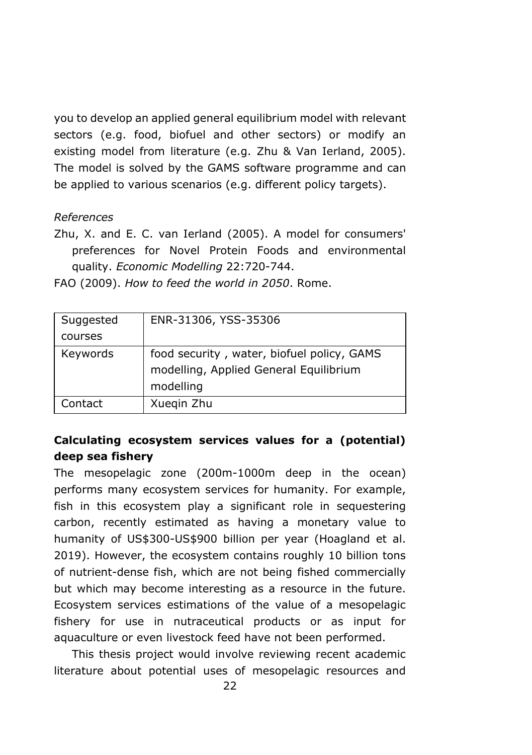you to develop an applied general equilibrium model with relevant sectors (e.g. food, biofuel and other sectors) or modify an existing model from literature (e.g. Zhu & Van Ierland, 2005). The model is solved by the GAMS software programme and can be applied to various scenarios (e.g. different policy targets).

*References*

Zhu, X. and E. C. van Ierland (2005). A model for consumers' preferences for Novel Protein Foods and environmental quality. *Economic Modelling* 22:720-744.

FAO (2009). *How to feed the world in 2050*. Rome.

| Suggested courses | ENR-31306, YSS-35306 |
|---|---|
| Keywords | food security , water, biofuel policy, GAMS modelling, Applied General Equilibrium modelling |
| Contact | Xueqin Zhu |

**Calculating ecosystem services values for a (potential) deep sea fishery**

The mesopelagic zone (200m-1000m deep in the ocean) performs many ecosystem services for humanity. For example, fish in this ecosystem play a significant role in sequestering carbon, recently estimated as having a monetary value to humanity of US$300-US$900 billion per year (Hoagland et al. 2019). However, the ecosystem contains roughly 10 billion tons of nutrient-dense fish, which are not being fished commercially but which may become interesting as a resource in the future. Ecosystem services estimations of the value of a mesopelagic fishery for use in nutraceutical products or as input for aquaculture or even livestock feed have not been performed.

This thesis project would involve reviewing recent academic literature about potential uses of mesopelagic resources and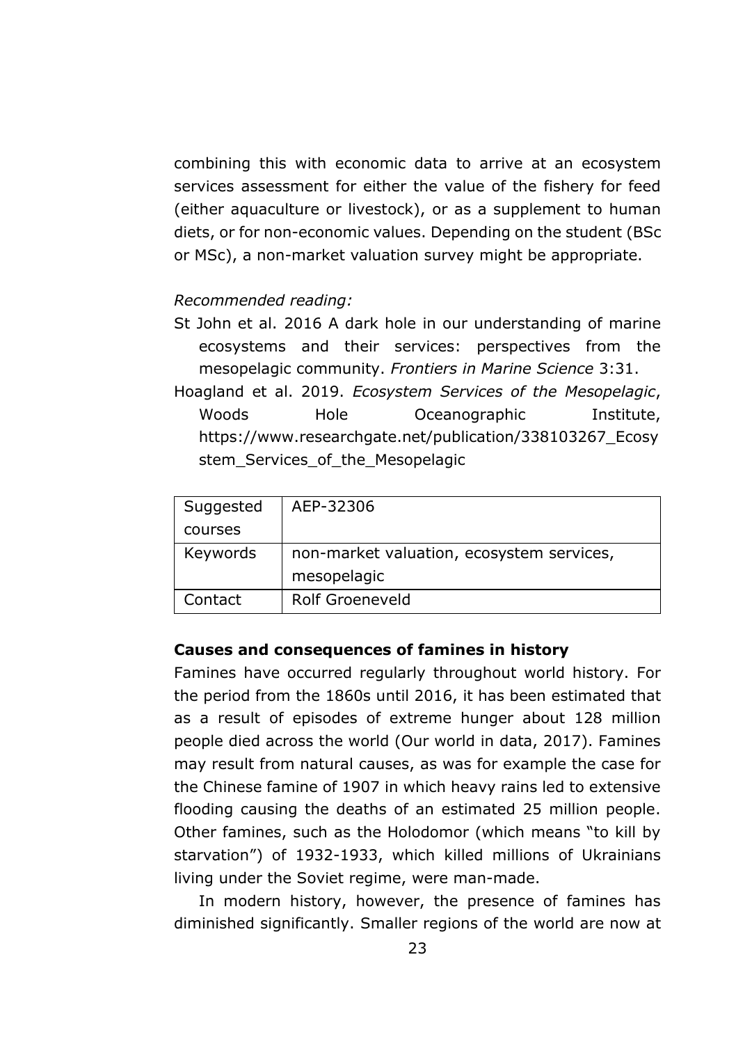combining this with economic data to arrive at an ecosystem services assessment for either the value of the fishery for feed (either aquaculture or livestock), or as a supplement to human diets, or for non-economic values. Depending on the student (BSc or MSc), a non-market valuation survey might be appropriate.

*Recommended reading:*

St John et al. 2016 A dark hole in our understanding of marine ecosystems and their services: perspectives from the mesopelagic community. *Frontiers in Marine Science* 3:31.

Hoagland et al. 2019. *Ecosystem Services of the Mesopelagic*, Woods Hole Oceanographic Institute, https://www.researchgate.net/publication/338103267_Ecosystem_Services_of_the_Mesopelagic

| Suggested courses | AEP-32306 |
|---|---|
| Keywords | non-market valuation, ecosystem services, mesopelagic |
| Contact | Rolf Groeneveld |

**Causes and consequences of famines in history**

Famines have occurred regularly throughout world history. For the period from the 1860s until 2016, it has been estimated that as a result of episodes of extreme hunger about 128 million people died across the world (Our world in data, 2017). Famines may result from natural causes, as was for example the case for the Chinese famine of 1907 in which heavy rains led to extensive flooding causing the deaths of an estimated 25 million people. Other famines, such as the Holodomor (which means "to kill by starvation") of 1932-1933, which killed millions of Ukrainians living under the Soviet regime, were man-made.

In modern history, however, the presence of famines has diminished significantly. Smaller regions of the world are now at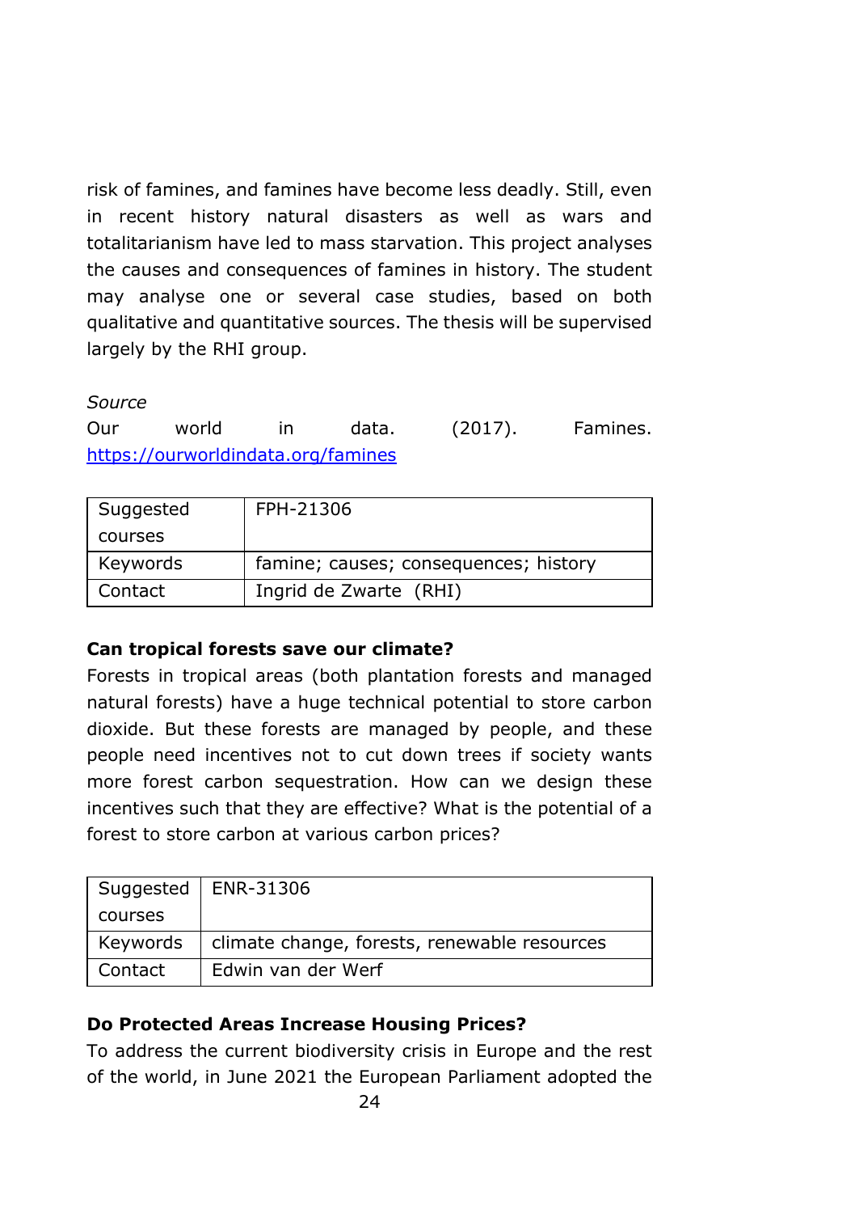risk of famines, and famines have become less deadly. Still, even in recent history natural disasters as well as wars and totalitarianism have led to mass starvation. This project analyses the causes and consequences of famines in history. The student may analyse one or several case studies, based on both qualitative and quantitative sources. The thesis will be supervised largely by the RHI group.

*Source*

Our world in data. (2017). Famines. https://ourworldindata.org/famines

| Suggested courses | FPH-21306 |
|---|---|
| Keywords | famine; causes; consequences; history |
| Contact | Ingrid de Zwarte (RHI) |

**Can tropical forests save our climate?**

Forests in tropical areas (both plantation forests and managed natural forests) have a huge technical potential to store carbon dioxide. But these forests are managed by people, and these people need incentives not to cut down trees if society wants more forest carbon sequestration. How can we design these incentives such that they are effective? What is the potential of a forest to store carbon at various carbon prices?

| Suggested courses | ENR-31306 |
|---|---|
| Keywords | climate change, forests, renewable resources |
| Contact | Edwin van der Werf |

**Do Protected Areas Increase Housing Prices?**

To address the current biodiversity crisis in Europe and the rest of the world, in June 2021 the European Parliament adopted the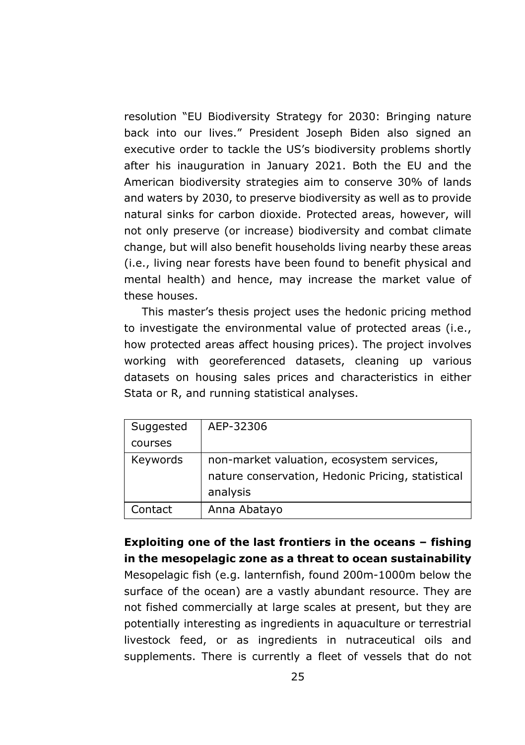resolution "EU Biodiversity Strategy for 2030: Bringing nature back into our lives." President Joseph Biden also signed an executive order to tackle the US's biodiversity problems shortly after his inauguration in January 2021. Both the EU and the American biodiversity strategies aim to conserve 30% of lands and waters by 2030, to preserve biodiversity as well as to provide natural sinks for carbon dioxide. Protected areas, however, will not only preserve (or increase) biodiversity and combat climate change, but will also benefit households living nearby these areas (i.e., living near forests have been found to benefit physical and mental health) and hence, may increase the market value of these houses.

This master's thesis project uses the hedonic pricing method to investigate the environmental value of protected areas (i.e., how protected areas affect housing prices). The project involves working with georeferenced datasets, cleaning up various datasets on housing sales prices and characteristics in either Stata or R, and running statistical analyses.

| | |
|---|---|
| Suggested courses | AEP-32306 |
| Keywords | non-market valuation, ecosystem services, nature conservation, Hedonic Pricing, statistical analysis |
| Contact | Anna Abatayo |

**Exploiting one of the last frontiers in the oceans – fishing in the mesopelagic zone as a threat to ocean sustainability**

Mesopelagic fish (e.g. lanternfish, found 200m-1000m below the surface of the ocean) are a vastly abundant resource. They are not fished commercially at large scales at present, but they are potentially interesting as ingredients in aquaculture or terrestrial livestock feed, or as ingredients in nutraceutical oils and supplements. There is currently a fleet of vessels that do not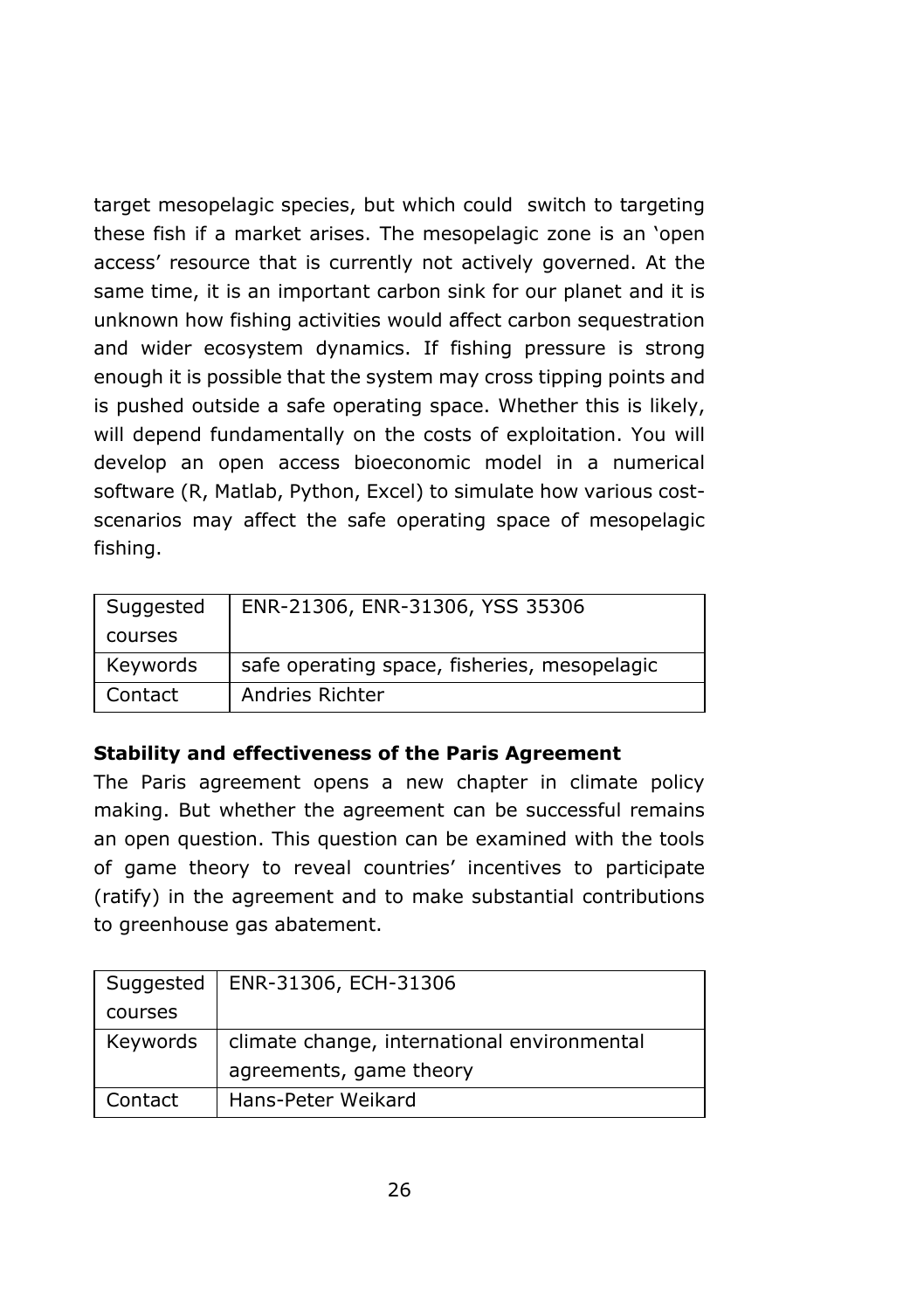target mesopelagic species, but which could switch to targeting these fish if a market arises. The mesopelagic zone is an 'open access' resource that is currently not actively governed. At the same time, it is an important carbon sink for our planet and it is unknown how fishing activities would affect carbon sequestration and wider ecosystem dynamics. If fishing pressure is strong enough it is possible that the system may cross tipping points and is pushed outside a safe operating space. Whether this is likely, will depend fundamentally on the costs of exploitation. You will develop an open access bioeconomic model in a numerical software (R, Matlab, Python, Excel) to simulate how various cost-scenarios may affect the safe operating space of mesopelagic fishing.

| Suggested courses | ENR-21306, ENR-31306, YSS 35306 |
|---|---|
| Keywords | safe operating space, fisheries, mesopelagic |
| Contact | Andries Richter |

**Stability and effectiveness of the Paris Agreement**

The Paris agreement opens a new chapter in climate policy making. But whether the agreement can be successful remains an open question. This question can be examined with the tools of game theory to reveal countries' incentives to participate (ratify) in the agreement and to make substantial contributions to greenhouse gas abatement.

| Suggested courses | ENR-31306, ECH-31306 |
|---|---|
| Keywords | climate change, international environmental agreements, game theory |
| Contact | Hans-Peter Weikard |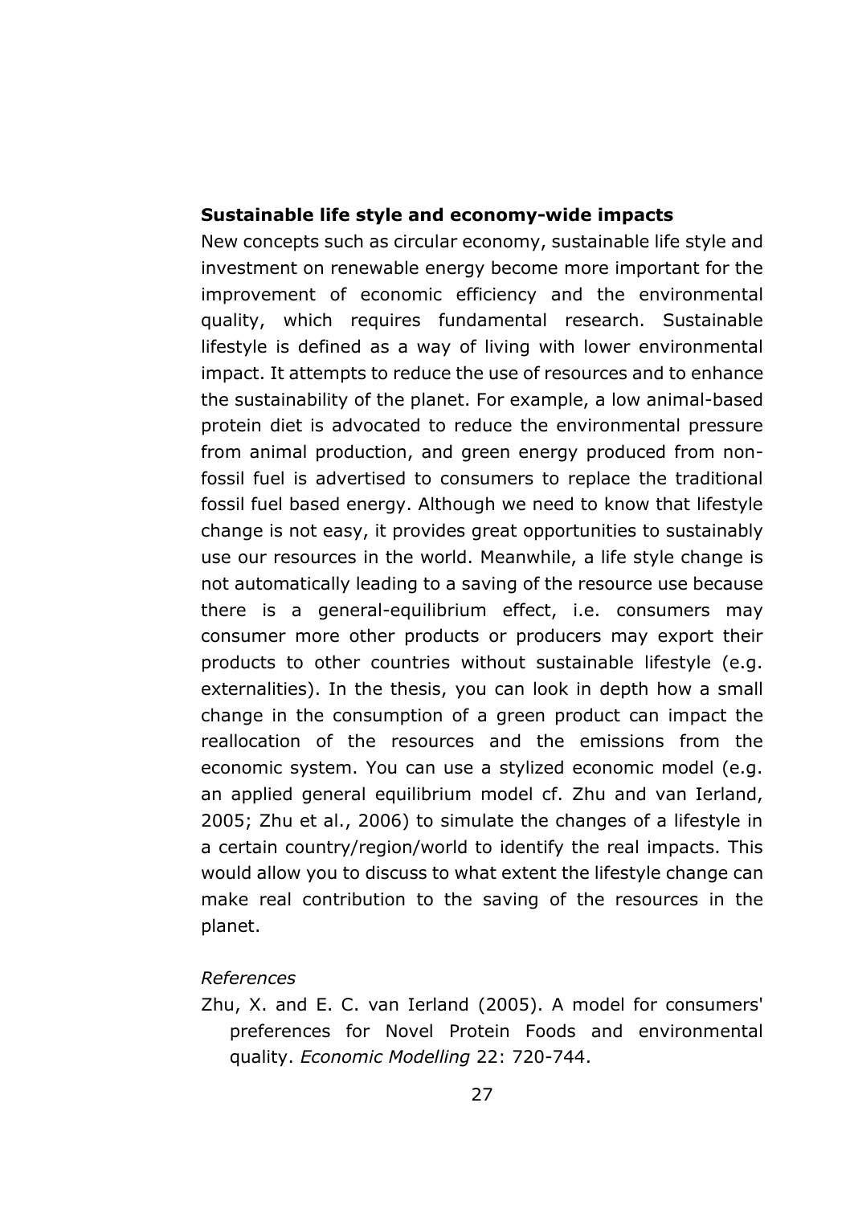**Sustainable life style and economy-wide impacts**

New concepts such as circular economy, sustainable life style and investment on renewable energy become more important for the improvement of economic efficiency and the environmental quality, which requires fundamental research. Sustainable lifestyle is defined as a way of living with lower environmental impact. It attempts to reduce the use of resources and to enhance the sustainability of the planet. For example, a low animal-based protein diet is advocated to reduce the environmental pressure from animal production, and green energy produced from non-fossil fuel is advertised to consumers to replace the traditional fossil fuel based energy. Although we need to know that lifestyle change is not easy, it provides great opportunities to sustainably use our resources in the world. Meanwhile, a life style change is not automatically leading to a saving of the resource use because there is a general-equilibrium effect, i.e. consumers may consumer more other products or producers may export their products to other countries without sustainable lifestyle (e.g. externalities). In the thesis, you can look in depth how a small change in the consumption of a green product can impact the reallocation of the resources and the emissions from the economic system. You can use a stylized economic model (e.g. an applied general equilibrium model cf. Zhu and van Ierland, 2005; Zhu et al., 2006) to simulate the changes of a lifestyle in a certain country/region/world to identify the real impacts. This would allow you to discuss to what extent the lifestyle change can make real contribution to the saving of the resources in the planet.

*References*

Zhu, X. and E. C. van Ierland (2005). A model for consumers' preferences for Novel Protein Foods and environmental quality. *Economic Modelling* 22: 720-744.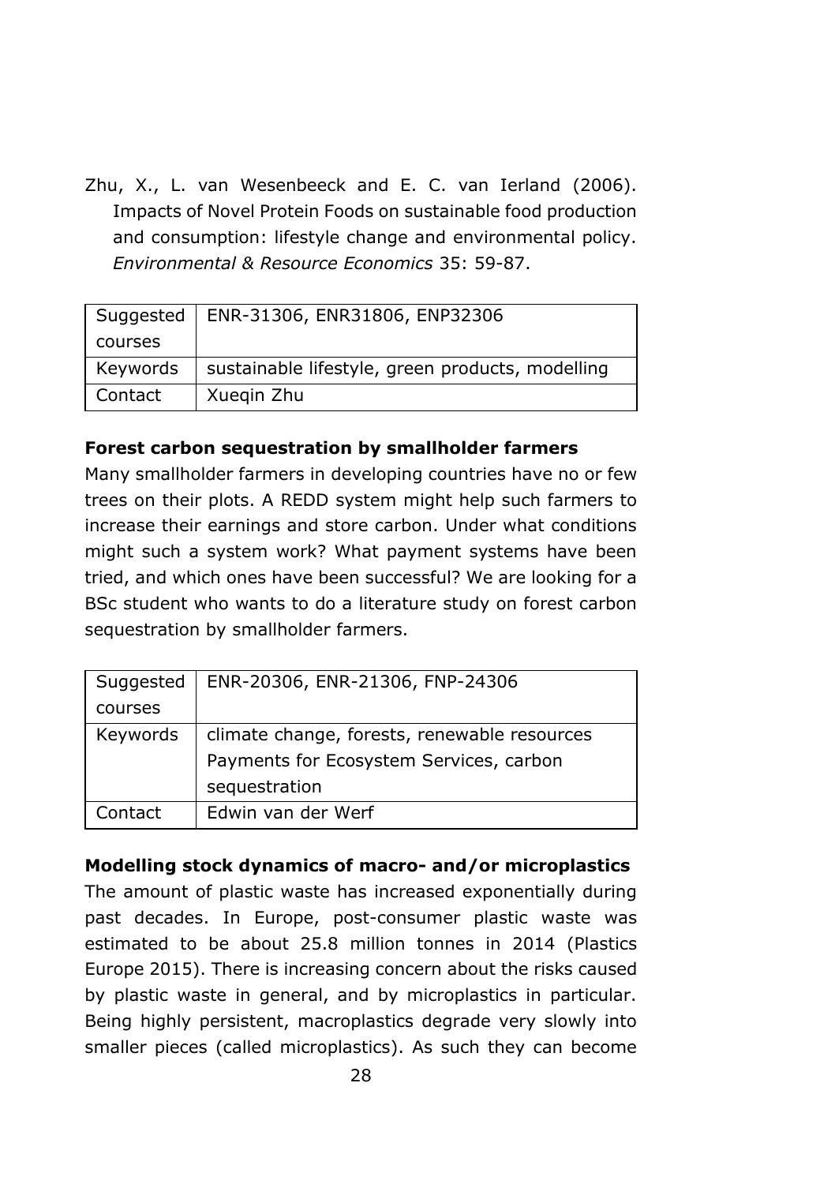Zhu, X., L. van Wesenbeeck and E. C. van Ierland (2006). Impacts of Novel Protein Foods on sustainable food production and consumption: lifestyle change and environmental policy. *Environmental & Resource Economics* 35: 59-87.

| Suggested courses | ENR-31306, ENR31806, ENP32306 |
|---|---|
| Keywords | sustainable lifestyle, green products, modelling |
| Contact | Xueqin Zhu |

**Forest carbon sequestration by smallholder farmers**

Many smallholder farmers in developing countries have no or few trees on their plots. A REDD system might help such farmers to increase their earnings and store carbon. Under what conditions might such a system work? What payment systems have been tried, and which ones have been successful? We are looking for a BSc student who wants to do a literature study on forest carbon sequestration by smallholder farmers.

| Suggested courses | ENR-20306, ENR-21306, FNP-24306 |
|---|---|
| Keywords | climate change, forests, renewable resources Payments for Ecosystem Services, carbon sequestration |
| Contact | Edwin van der Werf |

**Modelling stock dynamics of macro- and/or microplastics**

The amount of plastic waste has increased exponentially during past decades. In Europe, post-consumer plastic waste was estimated to be about 25.8 million tonnes in 2014 (Plastics Europe 2015). There is increasing concern about the risks caused by plastic waste in general, and by microplastics in particular. Being highly persistent, macroplastics degrade very slowly into smaller pieces (called microplastics). As such they can become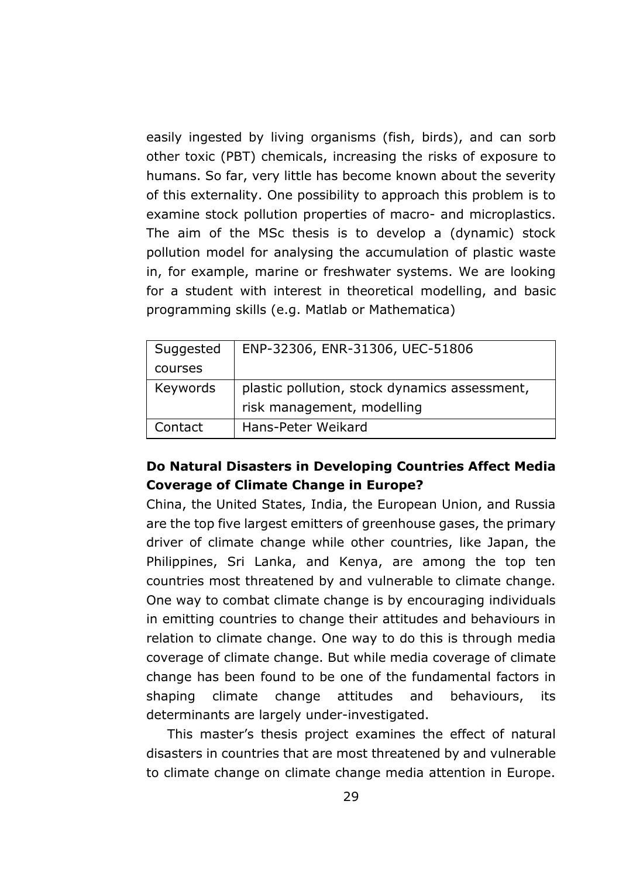easily ingested by living organisms (fish, birds), and can sorb other toxic (PBT) chemicals, increasing the risks of exposure to humans. So far, very little has become known about the severity of this externality. One possibility to approach this problem is to examine stock pollution properties of macro- and microplastics. The aim of the MSc thesis is to develop a (dynamic) stock pollution model for analysing the accumulation of plastic waste in, for example, marine or freshwater systems. We are looking for a student with interest in theoretical modelling, and basic programming skills (e.g. Matlab or Mathematica)

| Suggested courses | ENP-32306, ENR-31306, UEC-51806 |
|---|---|
| Keywords | plastic pollution, stock dynamics assessment, risk management, modelling |
| Contact | Hans-Peter Weikard |

### Do Natural Disasters in Developing Countries Affect Media Coverage of Climate Change in Europe?

China, the United States, India, the European Union, and Russia are the top five largest emitters of greenhouse gases, the primary driver of climate change while other countries, like Japan, the Philippines, Sri Lanka, and Kenya, are among the top ten countries most threatened by and vulnerable to climate change. One way to combat climate change is by encouraging individuals in emitting countries to change their attitudes and behaviours in relation to climate change. One way to do this is through media coverage of climate change. But while media coverage of climate change has been found to be one of the fundamental factors in shaping climate change attitudes and behaviours, its determinants are largely under-investigated.

This master's thesis project examines the effect of natural disasters in countries that are most threatened by and vulnerable to climate change on climate change media attention in Europe.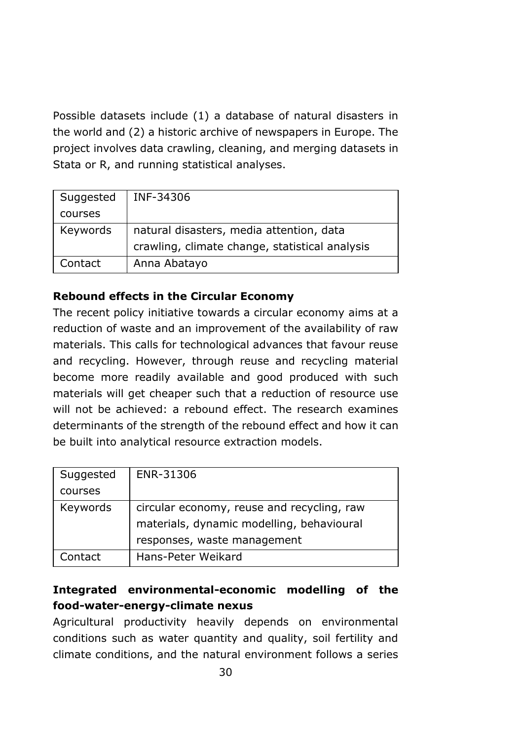Possible datasets include (1) a database of natural disasters in the world and (2) a historic archive of newspapers in Europe. The project involves data crawling, cleaning, and merging datasets in Stata or R, and running statistical analyses.

| Suggested courses | INF-34306 |
|---|---|
| Keywords | natural disasters, media attention, data crawling, climate change, statistical analysis |
| Contact | Anna Abatayo |

**Rebound effects in the Circular Economy**

The recent policy initiative towards a circular economy aims at a reduction of waste and an improvement of the availability of raw materials. This calls for technological advances that favour reuse and recycling. However, through reuse and recycling material become more readily available and good produced with such materials will get cheaper such that a reduction of resource use will not be achieved: a rebound effect. The research examines determinants of the strength of the rebound effect and how it can be built into analytical resource extraction models.

| Suggested courses | ENR-31306 |
|---|---|
| Keywords | circular economy, reuse and recycling, raw materials, dynamic modelling, behavioural responses, waste management |
| Contact | Hans-Peter Weikard |

**Integrated environmental-economic modelling of the food-water-energy-climate nexus**

Agricultural productivity heavily depends on environmental conditions such as water quantity and quality, soil fertility and climate conditions, and the natural environment follows a series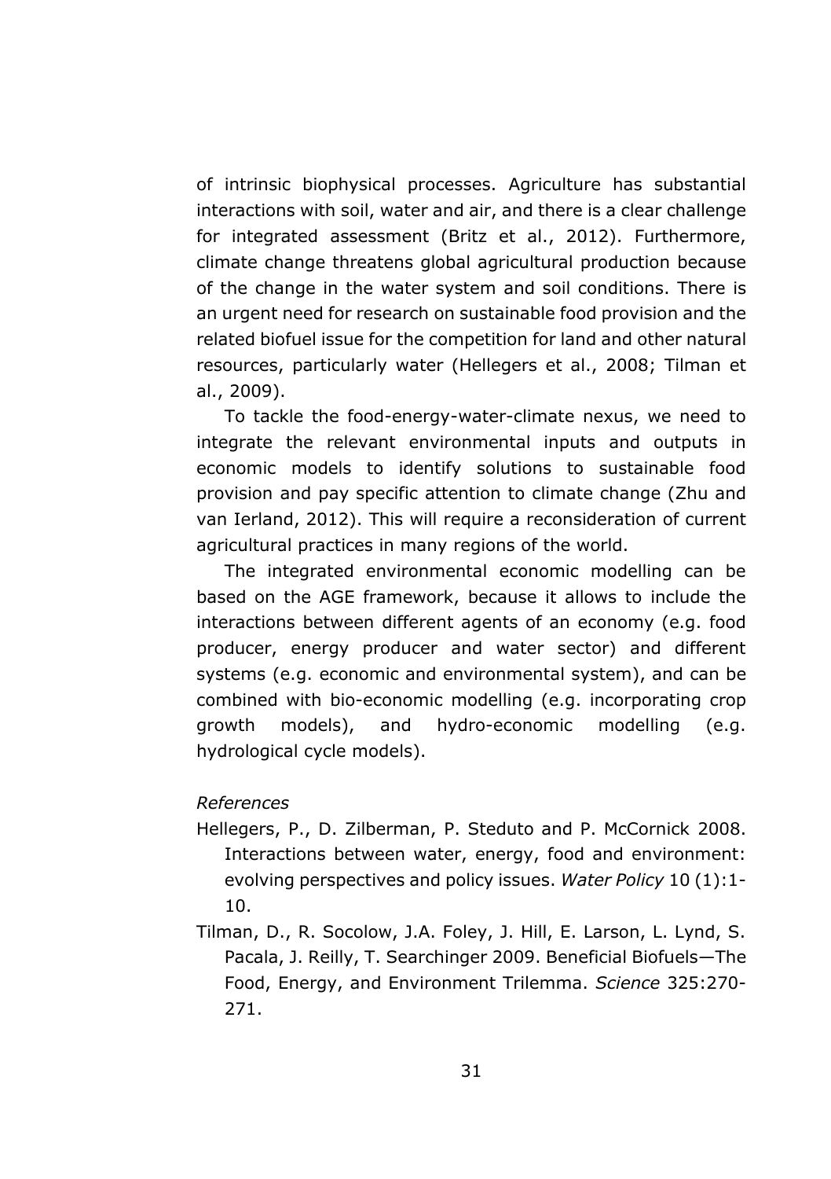of intrinsic biophysical processes. Agriculture has substantial interactions with soil, water and air, and there is a clear challenge for integrated assessment (Britz et al., 2012). Furthermore, climate change threatens global agricultural production because of the change in the water system and soil conditions. There is an urgent need for research on sustainable food provision and the related biofuel issue for the competition for land and other natural resources, particularly water (Hellegers et al., 2008; Tilman et al., 2009).

To tackle the food-energy-water-climate nexus, we need to integrate the relevant environmental inputs and outputs in economic models to identify solutions to sustainable food provision and pay specific attention to climate change (Zhu and van Ierland, 2012). This will require a reconsideration of current agricultural practices in many regions of the world.

The integrated environmental economic modelling can be based on the AGE framework, because it allows to include the interactions between different agents of an economy (e.g. food producer, energy producer and water sector) and different systems (e.g. economic and environmental system), and can be combined with bio-economic modelling (e.g. incorporating crop growth models), and hydro-economic modelling (e.g. hydrological cycle models).

*References*

Hellegers, P., D. Zilberman, P. Steduto and P. McCornick 2008. Interactions between water, energy, food and environment: evolving perspectives and policy issues. *Water Policy* 10 (1):1-10.

Tilman, D., R. Socolow, J.A. Foley, J. Hill, E. Larson, L. Lynd, S. Pacala, J. Reilly, T. Searchinger 2009. Beneficial Biofuels—The Food, Energy, and Environment Trilemma. *Science* 325:270-271.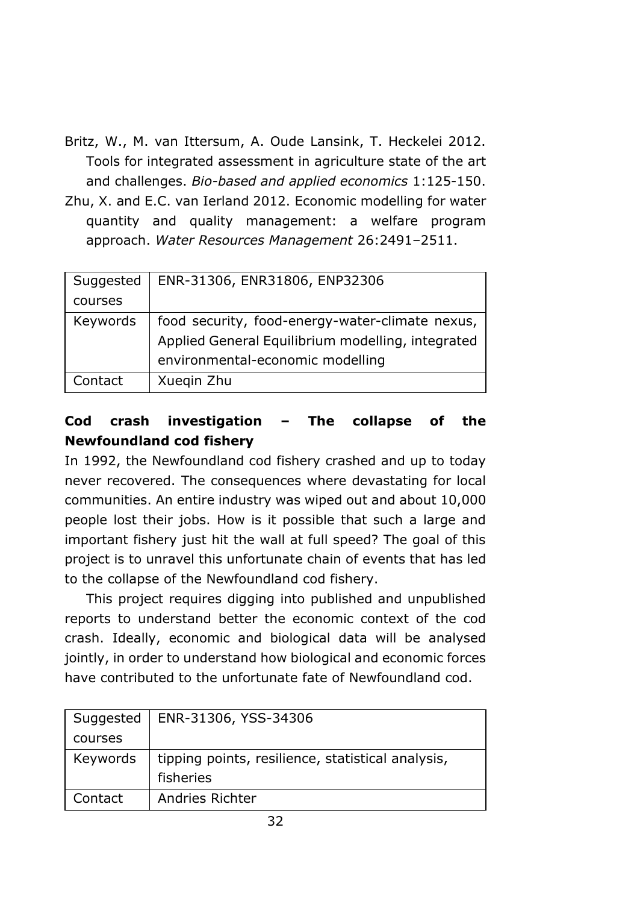Britz, W., M. van Ittersum, A. Oude Lansink, T. Heckelei 2012. Tools for integrated assessment in agriculture state of the art and challenges. *Bio-based and applied economics* 1:125-150.

Zhu, X. and E.C. van Ierland 2012. Economic modelling for water quantity and quality management: a welfare program approach. *Water Resources Management* 26:2491–2511.

| Suggested courses | ENR-31306, ENR31806, ENP32306 |
|---|---|
| Keywords | food security, food-energy-water-climate nexus, Applied General Equilibrium modelling, integrated environmental-economic modelling |
| Contact | Xueqin Zhu |

### Cod crash investigation – The collapse of the Newfoundland cod fishery

In 1992, the Newfoundland cod fishery crashed and up to today never recovered. The consequences where devastating for local communities. An entire industry was wiped out and about 10,000 people lost their jobs. How is it possible that such a large and important fishery just hit the wall at full speed? The goal of this project is to unravel this unfortunate chain of events that has led to the collapse of the Newfoundland cod fishery.

This project requires digging into published and unpublished reports to understand better the economic context of the cod crash. Ideally, economic and biological data will be analysed jointly, in order to understand how biological and economic forces have contributed to the unfortunate fate of Newfoundland cod.

| Suggested courses | ENR-31306, YSS-34306 |
|---|---|
| Keywords | tipping points, resilience, statistical analysis, fisheries |
| Contact | Andries Richter |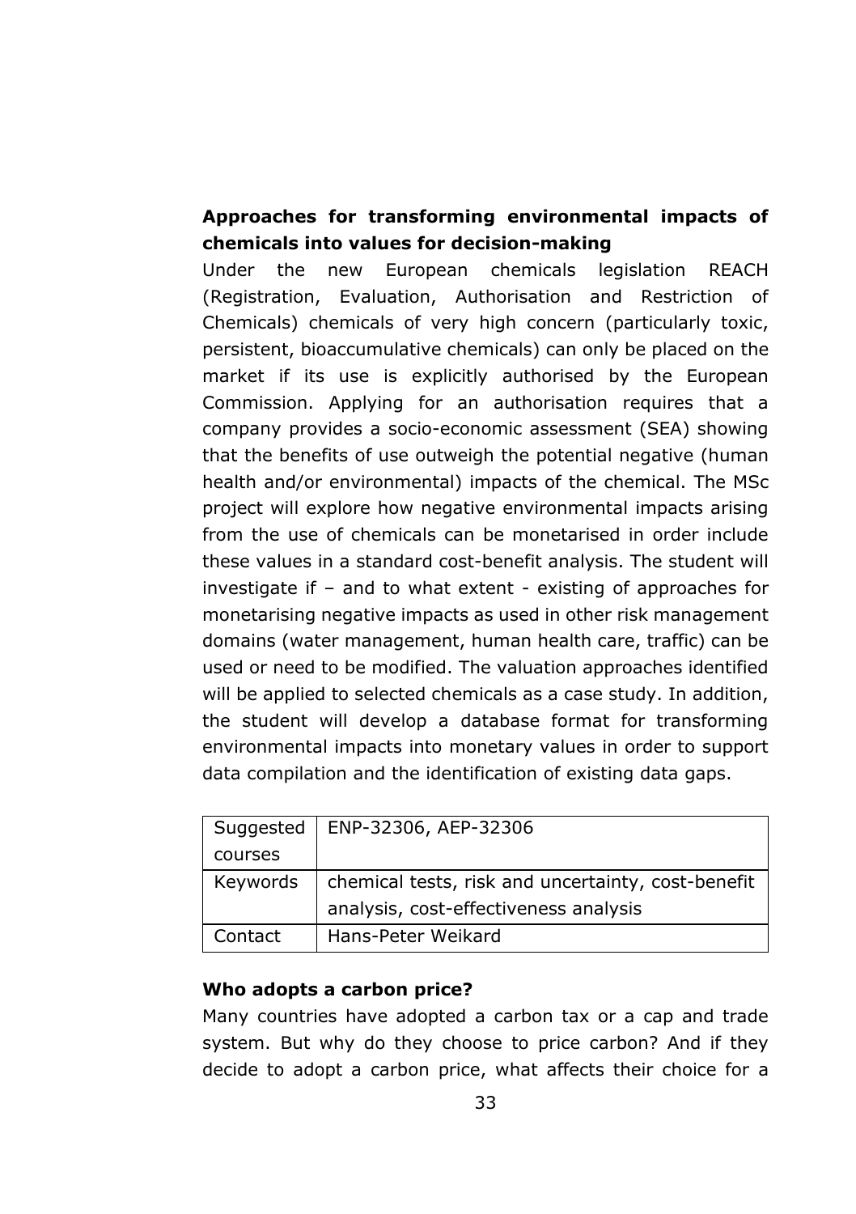**Approaches for transforming environmental impacts of chemicals into values for decision-making**

Under the new European chemicals legislation REACH (Registration, Evaluation, Authorisation and Restriction of Chemicals) chemicals of very high concern (particularly toxic, persistent, bioaccumulative chemicals) can only be placed on the market if its use is explicitly authorised by the European Commission. Applying for an authorisation requires that a company provides a socio-economic assessment (SEA) showing that the benefits of use outweigh the potential negative (human health and/or environmental) impacts of the chemical. The MSc project will explore how negative environmental impacts arising from the use of chemicals can be monetarised in order include these values in a standard cost-benefit analysis. The student will investigate if – and to what extent - existing of approaches for monetarising negative impacts as used in other risk management domains (water management, human health care, traffic) can be used or need to be modified. The valuation approaches identified will be applied to selected chemicals as a case study. In addition, the student will develop a database format for transforming environmental impacts into monetary values in order to support data compilation and the identification of existing data gaps.

| | |
|---|---|
| Suggested courses | ENP-32306, AEP-32306 |
| Keywords | chemical tests, risk and uncertainty, cost-benefit analysis, cost-effectiveness analysis |
| Contact | Hans-Peter Weikard |

**Who adopts a carbon price?**

Many countries have adopted a carbon tax or a cap and trade system. But why do they choose to price carbon? And if they decide to adopt a carbon price, what affects their choice for a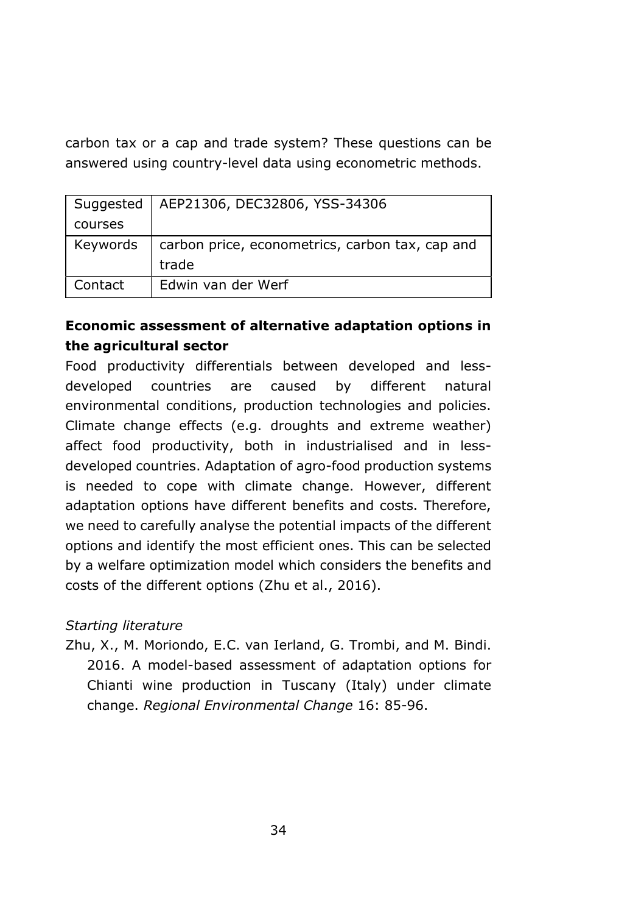carbon tax or a cap and trade system? These questions can be answered using country-level data using econometric methods.

| Suggested courses | AEP21306, DEC32806, YSS-34306 |
|---|---|
| Keywords | carbon price, econometrics, carbon tax, cap and trade |
| Contact | Edwin van der Werf |

**Economic assessment of alternative adaptation options in the agricultural sector**

Food productivity differentials between developed and less-developed countries are caused by different natural environmental conditions, production technologies and policies. Climate change effects (e.g. droughts and extreme weather) affect food productivity, both in industrialised and in less-developed countries. Adaptation of agro-food production systems is needed to cope with climate change. However, different adaptation options have different benefits and costs. Therefore, we need to carefully analyse the potential impacts of the different options and identify the most efficient ones. This can be selected by a welfare optimization model which considers the benefits and costs of the different options (Zhu et al., 2016).

*Starting literature*

Zhu, X., M. Moriondo, E.C. van Ierland, G. Trombi, and M. Bindi. 2016. A model-based assessment of adaptation options for Chianti wine production in Tuscany (Italy) under climate change. *Regional Environmental Change* 16: 85-96.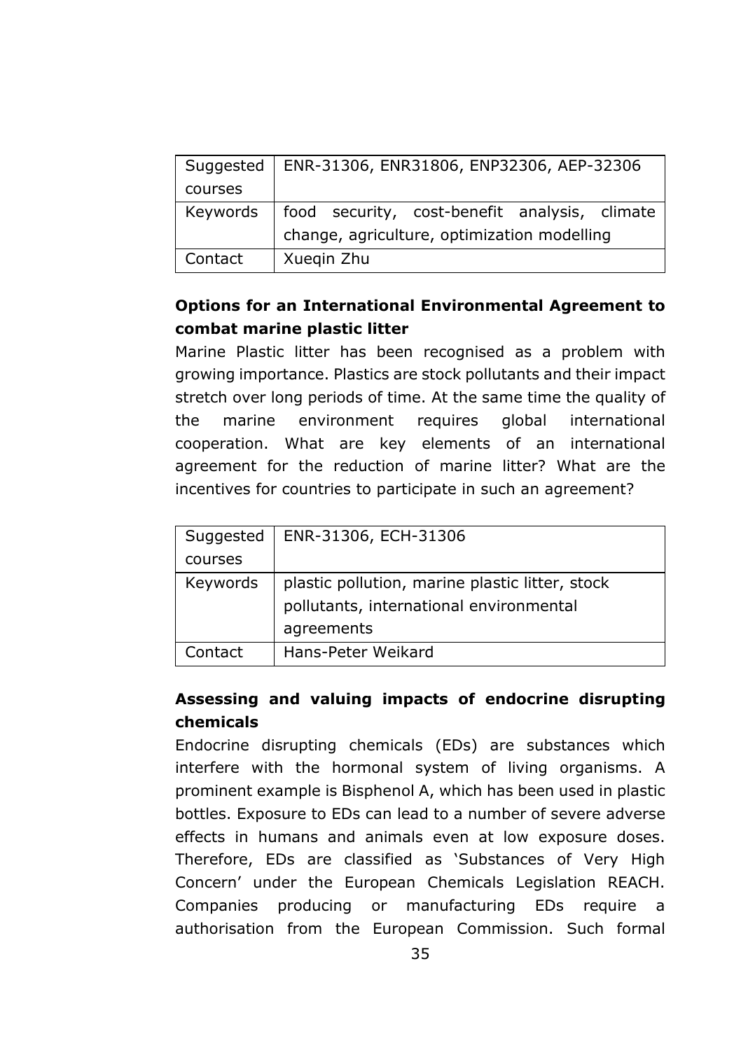| Suggested courses | ENR-31306, ENR31806, ENP32306, AEP-32306 |
| --- | --- |
| Keywords | food security, cost-benefit analysis, climate change, agriculture, optimization modelling |
| Contact | Xueqin Zhu |

**Options for an International Environmental Agreement to combat marine plastic litter**

Marine Plastic litter has been recognised as a problem with growing importance. Plastics are stock pollutants and their impact stretch over long periods of time. At the same time the quality of the marine environment requires global international cooperation. What are key elements of an international agreement for the reduction of marine litter? What are the incentives for countries to participate in such an agreement?

| Suggested courses | ENR-31306, ECH-31306 |
| --- | --- |
| Keywords | plastic pollution, marine plastic litter, stock pollutants, international environmental agreements |
| Contact | Hans-Peter Weikard |

**Assessing and valuing impacts of endocrine disrupting chemicals**

Endocrine disrupting chemicals (EDs) are substances which interfere with the hormonal system of living organisms. A prominent example is Bisphenol A, which has been used in plastic bottles. Exposure to EDs can lead to a number of severe adverse effects in humans and animals even at low exposure doses. Therefore, EDs are classified as 'Substances of Very High Concern' under the European Chemicals Legislation REACH. Companies producing or manufacturing EDs require a authorisation from the European Commission. Such formal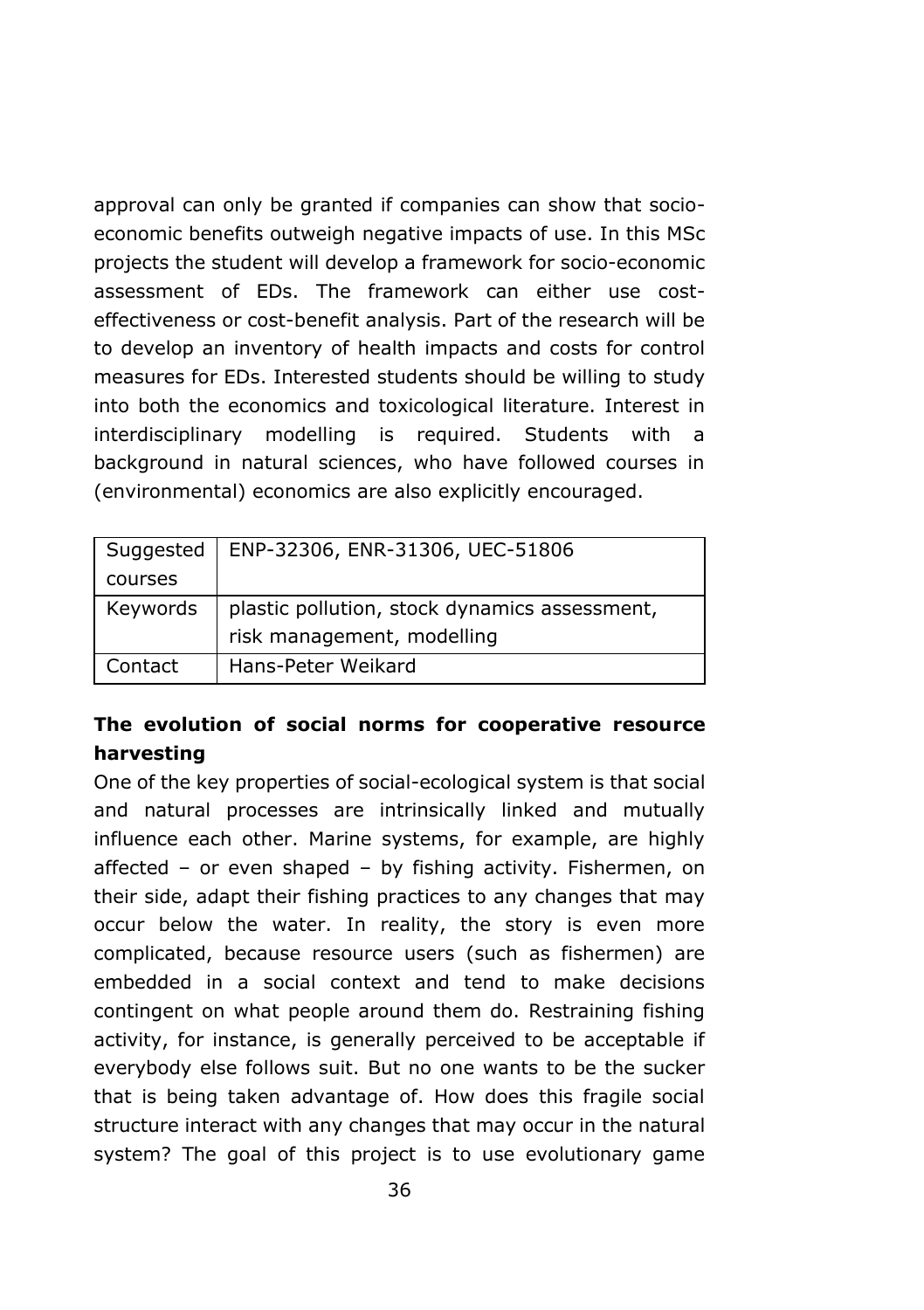approval can only be granted if companies can show that socio-economic benefits outweigh negative impacts of use. In this MSc projects the student will develop a framework for socio-economic assessment of EDs. The framework can either use cost-effectiveness or cost-benefit analysis. Part of the research will be to develop an inventory of health impacts and costs for control measures for EDs. Interested students should be willing to study into both the economics and toxicological literature. Interest in interdisciplinary modelling is required. Students with a background in natural sciences, who have followed courses in (environmental) economics are also explicitly encouraged.

| | |
|---|---|
| Suggested courses | ENP-32306, ENR-31306, UEC-51806 |
| Keywords | plastic pollution, stock dynamics assessment, risk management, modelling |
| Contact | Hans-Peter Weikard |

**The evolution of social norms for cooperative resource harvesting**

One of the key properties of social-ecological system is that social and natural processes are intrinsically linked and mutually influence each other. Marine systems, for example, are highly affected – or even shaped – by fishing activity. Fishermen, on their side, adapt their fishing practices to any changes that may occur below the water. In reality, the story is even more complicated, because resource users (such as fishermen) are embedded in a social context and tend to make decisions contingent on what people around them do. Restraining fishing activity, for instance, is generally perceived to be acceptable if everybody else follows suit. But no one wants to be the sucker that is being taken advantage of. How does this fragile social structure interact with any changes that may occur in the natural system? The goal of this project is to use evolutionary game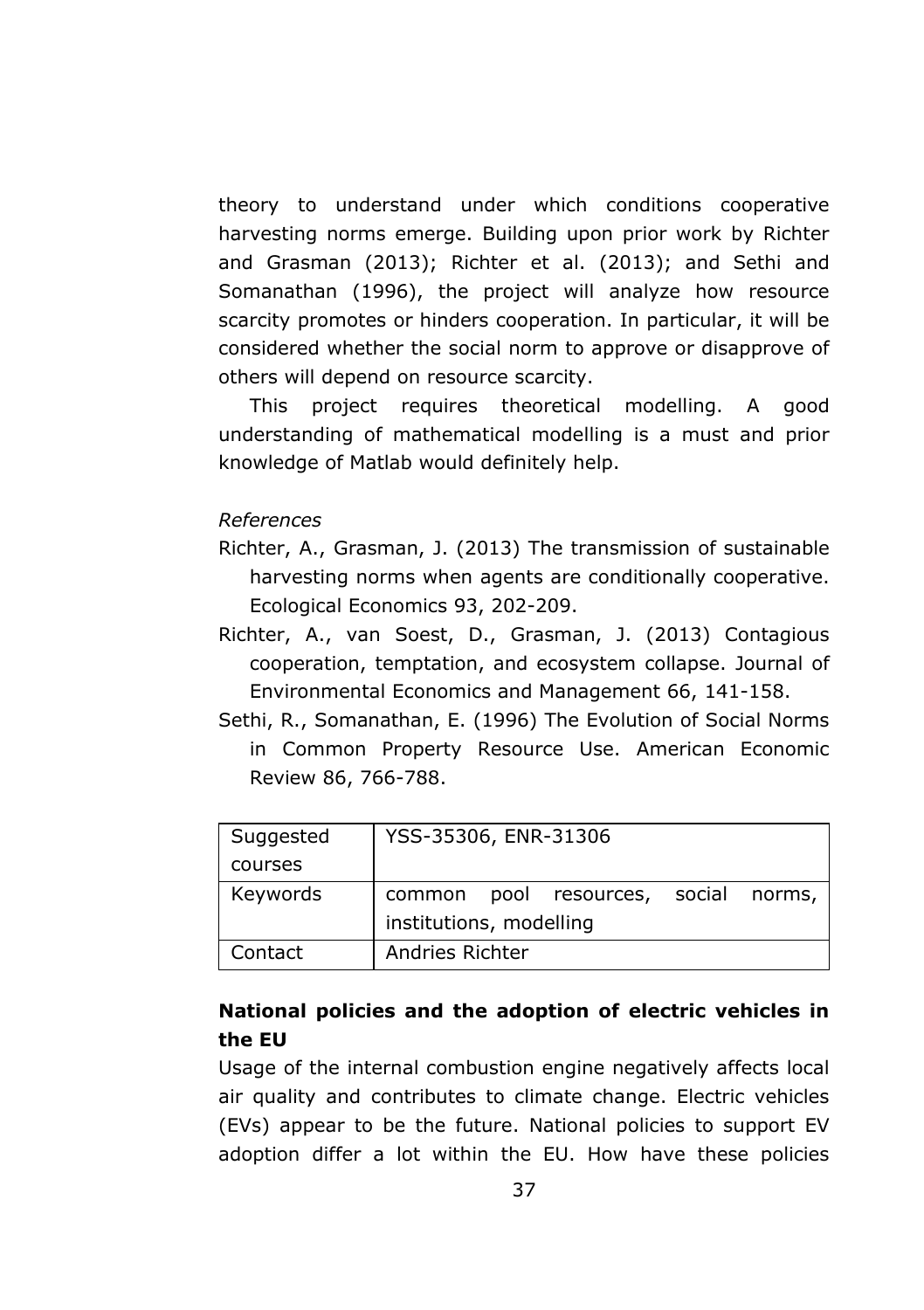theory to understand under which conditions cooperative harvesting norms emerge. Building upon prior work by Richter and Grasman (2013); Richter et al. (2013); and Sethi and Somanathan (1996), the project will analyze how resource scarcity promotes or hinders cooperation. In particular, it will be considered whether the social norm to approve or disapprove of others will depend on resource scarcity.

This project requires theoretical modelling. A good understanding of mathematical modelling is a must and prior knowledge of Matlab would definitely help.

*References*

Richter, A., Grasman, J. (2013) The transmission of sustainable harvesting norms when agents are conditionally cooperative. Ecological Economics 93, 202-209.

Richter, A., van Soest, D., Grasman, J. (2013) Contagious cooperation, temptation, and ecosystem collapse. Journal of Environmental Economics and Management 66, 141-158.

Sethi, R., Somanathan, E. (1996) The Evolution of Social Norms in Common Property Resource Use. American Economic Review 86, 766-788.

| Suggested courses | YSS-35306, ENR-31306 |
|---|---|
| Keywords | common pool resources, social norms, institutions, modelling |
| Contact | Andries Richter |

### National policies and the adoption of electric vehicles in the EU

Usage of the internal combustion engine negatively affects local air quality and contributes to climate change. Electric vehicles (EVs) appear to be the future. National policies to support EV adoption differ a lot within the EU. How have these policies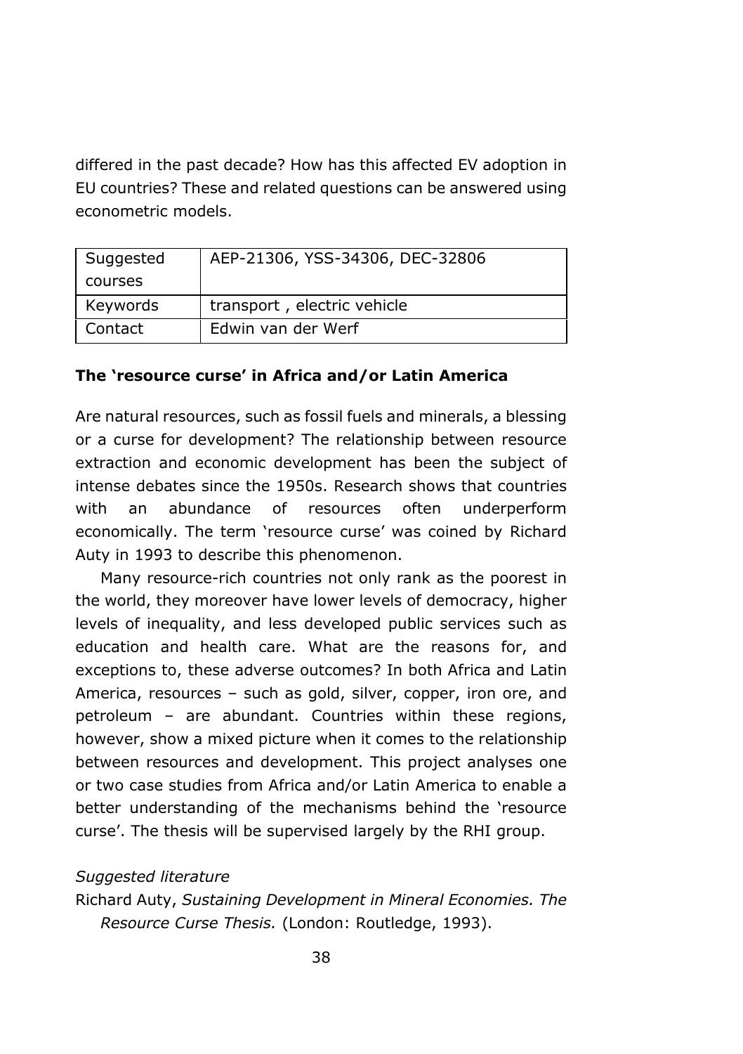differed in the past decade? How has this affected EV adoption in EU countries? These and related questions can be answered using econometric models.

| Suggested courses | AEP-21306, YSS-34306, DEC-32806 |
| --- | --- |
| Keywords | transport , electric vehicle |
| Contact | Edwin van der Werf |

**The 'resource curse' in Africa and/or Latin America**

Are natural resources, such as fossil fuels and minerals, a blessing or a curse for development? The relationship between resource extraction and economic development has been the subject of intense debates since the 1950s. Research shows that countries with an abundance of resources often underperform economically. The term 'resource curse' was coined by Richard Auty in 1993 to describe this phenomenon.

Many resource-rich countries not only rank as the poorest in the world, they moreover have lower levels of democracy, higher levels of inequality, and less developed public services such as education and health care. What are the reasons for, and exceptions to, these adverse outcomes? In both Africa and Latin America, resources – such as gold, silver, copper, iron ore, and petroleum – are abundant. Countries within these regions, however, show a mixed picture when it comes to the relationship between resources and development. This project analyses one or two case studies from Africa and/or Latin America to enable a better understanding of the mechanisms behind the 'resource curse'. The thesis will be supervised largely by the RHI group.

*Suggested literature*

Richard Auty, *Sustaining Development in Mineral Economies. The Resource Curse Thesis.* (London: Routledge, 1993).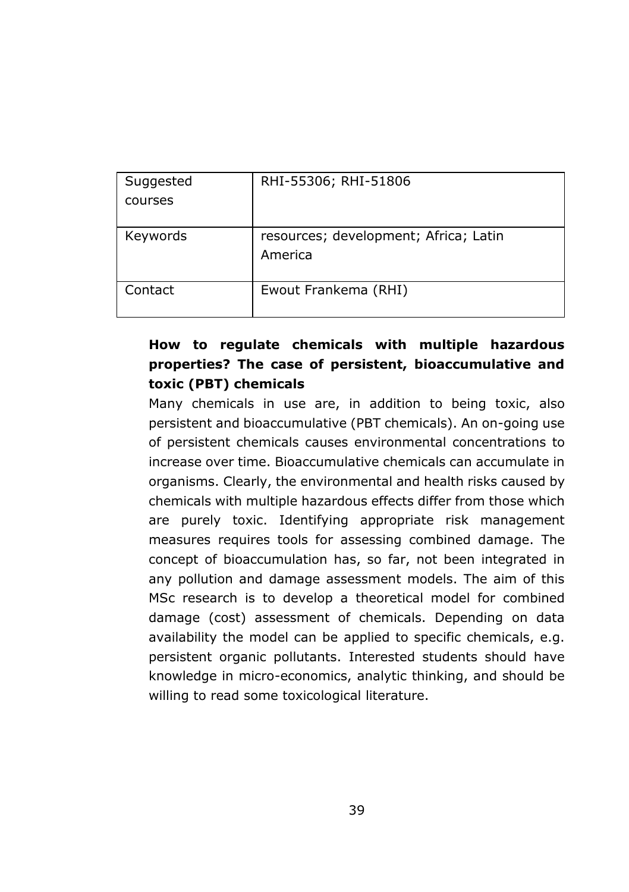| Suggested courses | RHI-55306; RHI-51806 |
| --- | --- |
| Keywords | resources; development; Africa; Latin America |
| Contact | Ewout Frankema (RHI) |

**How to regulate chemicals with multiple hazardous properties? The case of persistent, bioaccumulative and toxic (PBT) chemicals**

Many chemicals in use are, in addition to being toxic, also persistent and bioaccumulative (PBT chemicals). An on-going use of persistent chemicals causes environmental concentrations to increase over time. Bioaccumulative chemicals can accumulate in organisms. Clearly, the environmental and health risks caused by chemicals with multiple hazardous effects differ from those which are purely toxic. Identifying appropriate risk management measures requires tools for assessing combined damage. The concept of bioaccumulation has, so far, not been integrated in any pollution and damage assessment models. The aim of this MSc research is to develop a theoretical model for combined damage (cost) assessment of chemicals. Depending on data availability the model can be applied to specific chemicals, e.g. persistent organic pollutants. Interested students should have knowledge in micro-economics, analytic thinking, and should be willing to read some toxicological literature.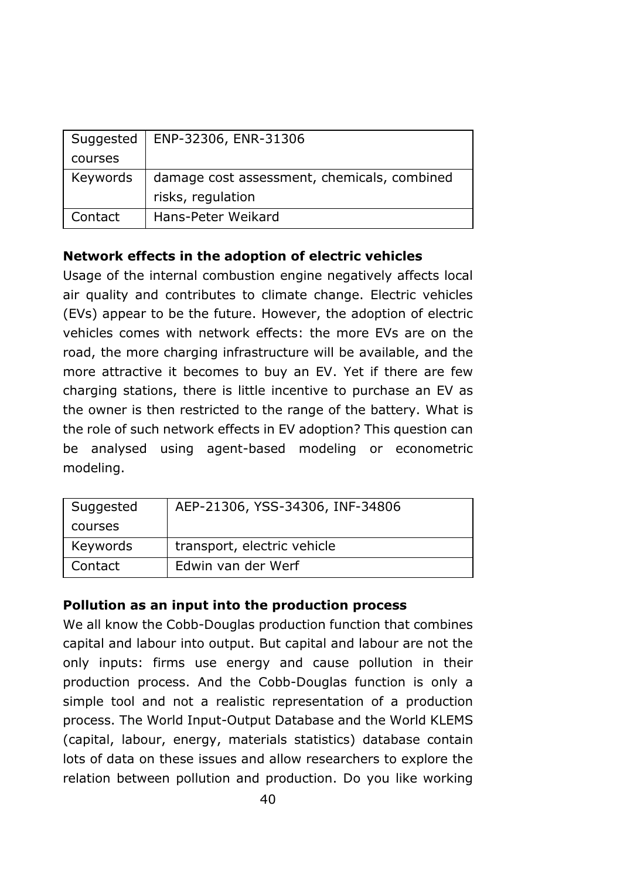| Suggested courses | ENP-32306, ENR-31306 |
| --- | --- |
| Keywords | damage cost assessment, chemicals, combined risks, regulation |
| Contact | Hans-Peter Weikard |

**Network effects in the adoption of electric vehicles**

Usage of the internal combustion engine negatively affects local air quality and contributes to climate change. Electric vehicles (EVs) appear to be the future. However, the adoption of electric vehicles comes with network effects: the more EVs are on the road, the more charging infrastructure will be available, and the more attractive it becomes to buy an EV. Yet if there are few charging stations, there is little incentive to purchase an EV as the owner is then restricted to the range of the battery. What is the role of such network effects in EV adoption? This question can be analysed using agent-based modeling or econometric modeling.

| Suggested courses | AEP-21306, YSS-34306, INF-34806 |
| --- | --- |
| Keywords | transport, electric vehicle |
| Contact | Edwin van der Werf |

**Pollution as an input into the production process**

We all know the Cobb-Douglas production function that combines capital and labour into output. But capital and labour are not the only inputs: firms use energy and cause pollution in their production process. And the Cobb-Douglas function is only a simple tool and not a realistic representation of a production process. The World Input-Output Database and the World KLEMS (capital, labour, energy, materials statistics) database contain lots of data on these issues and allow researchers to explore the relation between pollution and production. Do you like working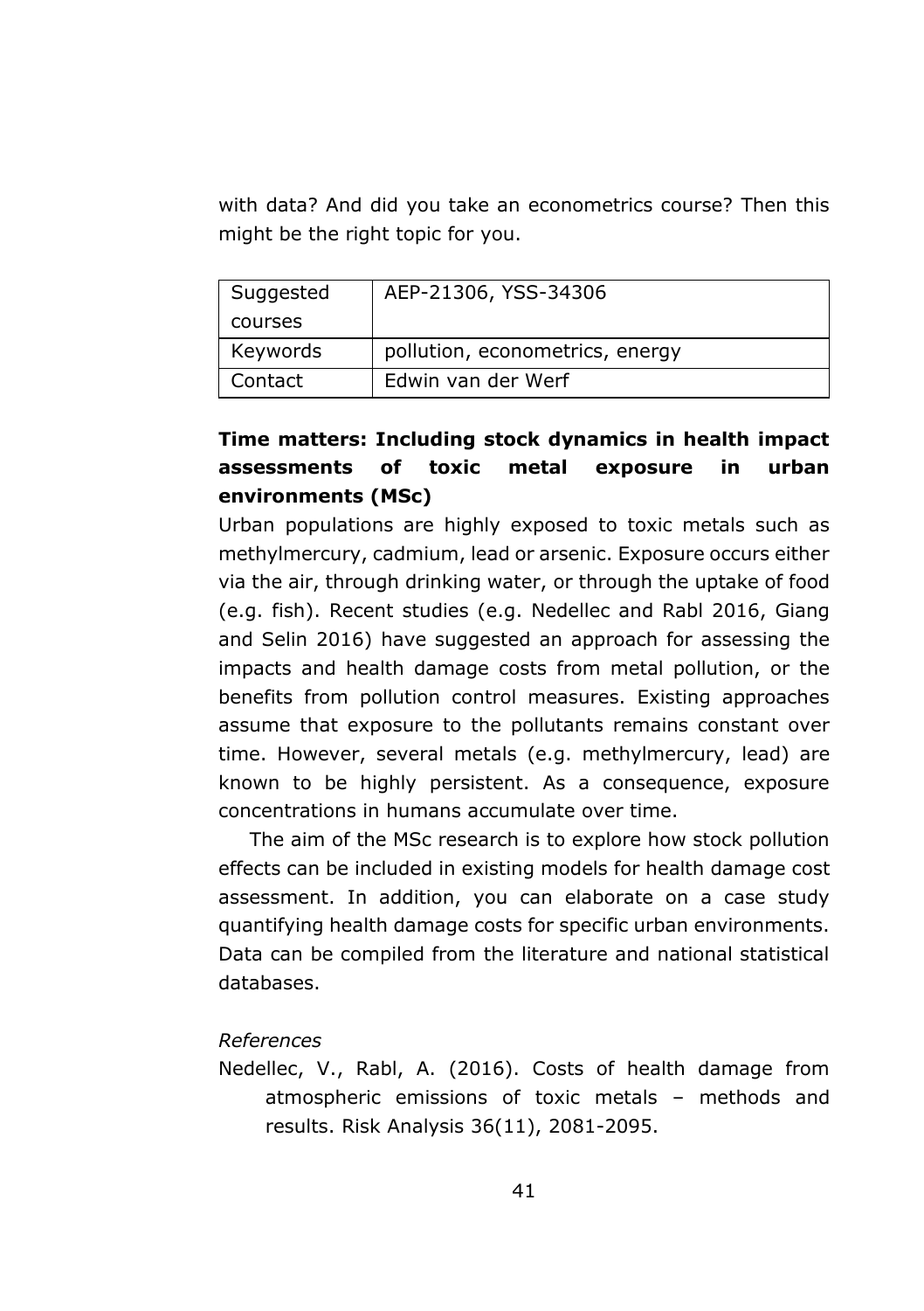with data? And did you take an econometrics course? Then this might be the right topic for you.

| Suggested courses | AEP-21306, YSS-34306 |
|---|---|
| Keywords | pollution, econometrics, energy |
| Contact | Edwin van der Werf |

### Time matters: Including stock dynamics in health impact assessments of toxic metal exposure in urban environments (MSc)

Urban populations are highly exposed to toxic metals such as methylmercury, cadmium, lead or arsenic. Exposure occurs either via the air, through drinking water, or through the uptake of food (e.g. fish). Recent studies (e.g. Nedellec and Rabl 2016, Giang and Selin 2016) have suggested an approach for assessing the impacts and health damage costs from metal pollution, or the benefits from pollution control measures. Existing approaches assume that exposure to the pollutants remains constant over time. However, several metals (e.g. methylmercury, lead) are known to be highly persistent. As a consequence, exposure concentrations in humans accumulate over time.

The aim of the MSc research is to explore how stock pollution effects can be included in existing models for health damage cost assessment. In addition, you can elaborate on a case study quantifying health damage costs for specific urban environments. Data can be compiled from the literature and national statistical databases.

*References*

Nedellec, V., Rabl, A. (2016). Costs of health damage from atmospheric emissions of toxic metals – methods and results. Risk Analysis 36(11), 2081-2095.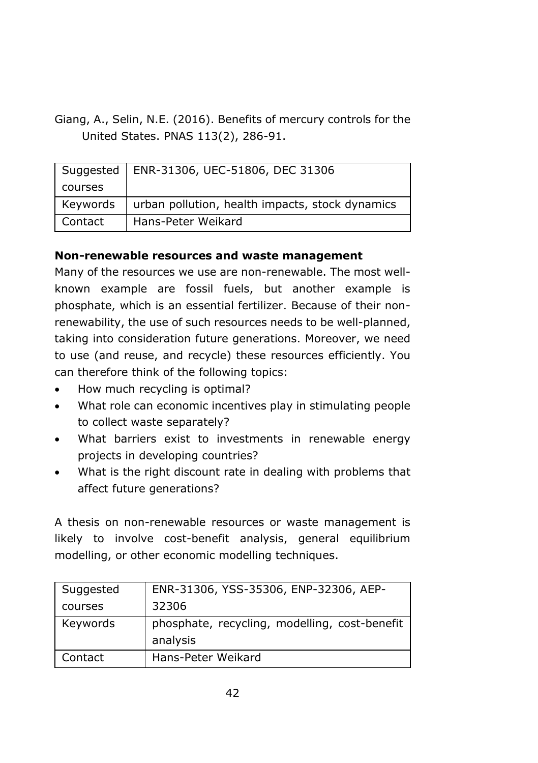Giang, A., Selin, N.E. (2016). Benefits of mercury controls for the United States. PNAS 113(2), 286-91.

| Suggested courses | ENR-31306, UEC-51806, DEC 31306 |
|---|---|
| Keywords | urban pollution, health impacts, stock dynamics |
| Contact | Hans-Peter Weikard |

**Non-renewable resources and waste management**

Many of the resources we use are non-renewable. The most well-known example are fossil fuels, but another example is phosphate, which is an essential fertilizer. Because of their non-renewability, the use of such resources needs to be well-planned, taking into consideration future generations. Moreover, we need to use (and reuse, and recycle) these resources efficiently. You can therefore think of the following topics:

- How much recycling is optimal?
- What role can economic incentives play in stimulating people to collect waste separately?
- What barriers exist to investments in renewable energy projects in developing countries?
- What is the right discount rate in dealing with problems that affect future generations?

A thesis on non-renewable resources or waste management is likely to involve cost-benefit analysis, general equilibrium modelling, or other economic modelling techniques.

| Suggested courses | ENR-31306, YSS-35306, ENP-32306, AEP-32306 |
|---|---|
| Keywords | phosphate, recycling, modelling, cost-benefit analysis |
| Contact | Hans-Peter Weikard |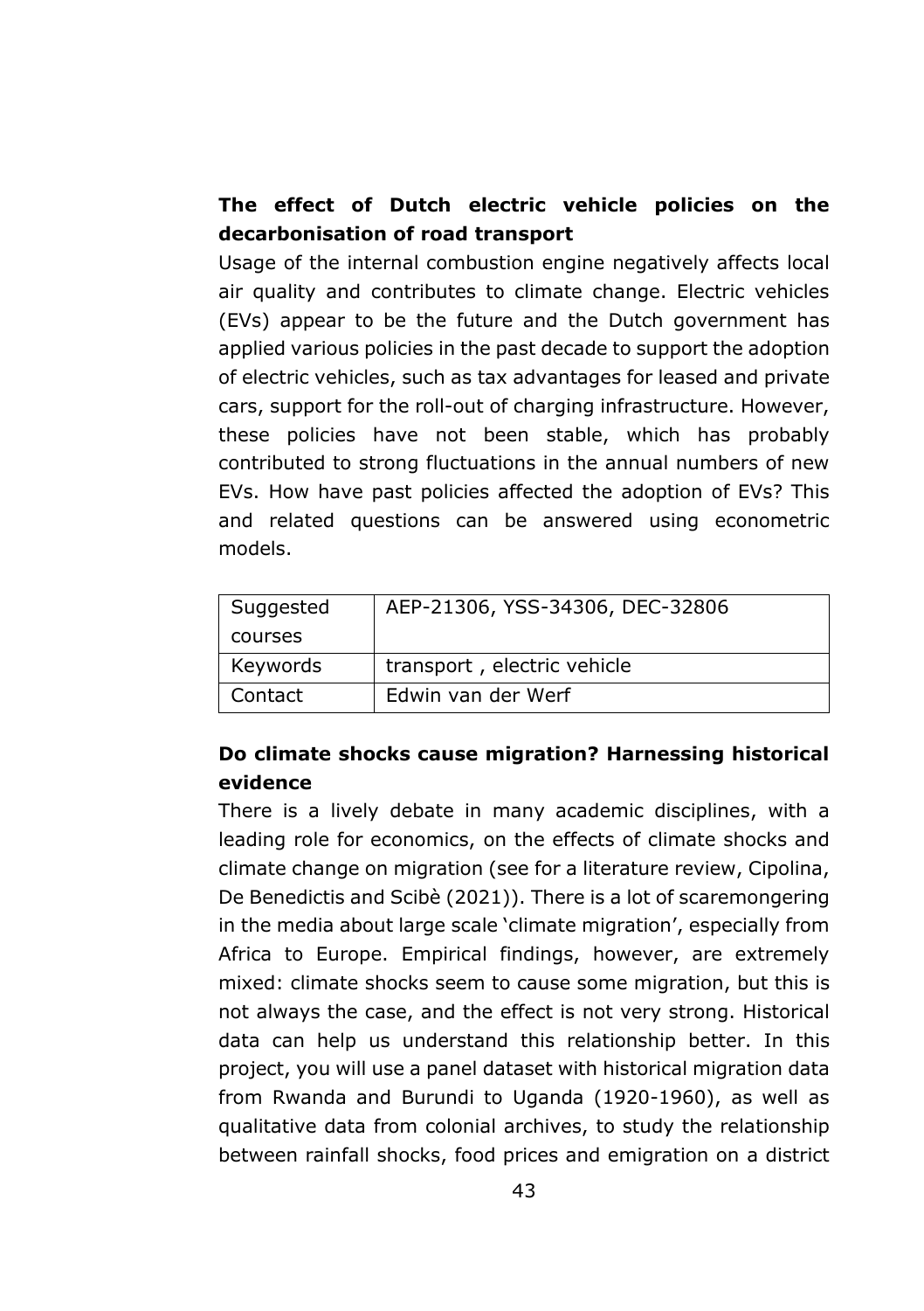### The effect of Dutch electric vehicle policies on the decarbonisation of road transport

Usage of the internal combustion engine negatively affects local air quality and contributes to climate change. Electric vehicles (EVs) appear to be the future and the Dutch government has applied various policies in the past decade to support the adoption of electric vehicles, such as tax advantages for leased and private cars, support for the roll-out of charging infrastructure. However, these policies have not been stable, which has probably contributed to strong fluctuations in the annual numbers of new EVs. How have past policies affected the adoption of EVs? This and related questions can be answered using econometric models.

| Suggested courses | AEP-21306, YSS-34306, DEC-32806 |
|---|---|
| Keywords | transport , electric vehicle |
| Contact | Edwin van der Werf |

### Do climate shocks cause migration? Harnessing historical evidence

There is a lively debate in many academic disciplines, with a leading role for economics, on the effects of climate shocks and climate change on migration (see for a literature review, Cipolina, De Benedictis and Scibè (2021)). There is a lot of scaremongering in the media about large scale 'climate migration', especially from Africa to Europe. Empirical findings, however, are extremely mixed: climate shocks seem to cause some migration, but this is not always the case, and the effect is not very strong. Historical data can help us understand this relationship better. In this project, you will use a panel dataset with historical migration data from Rwanda and Burundi to Uganda (1920-1960), as well as qualitative data from colonial archives, to study the relationship between rainfall shocks, food prices and emigration on a district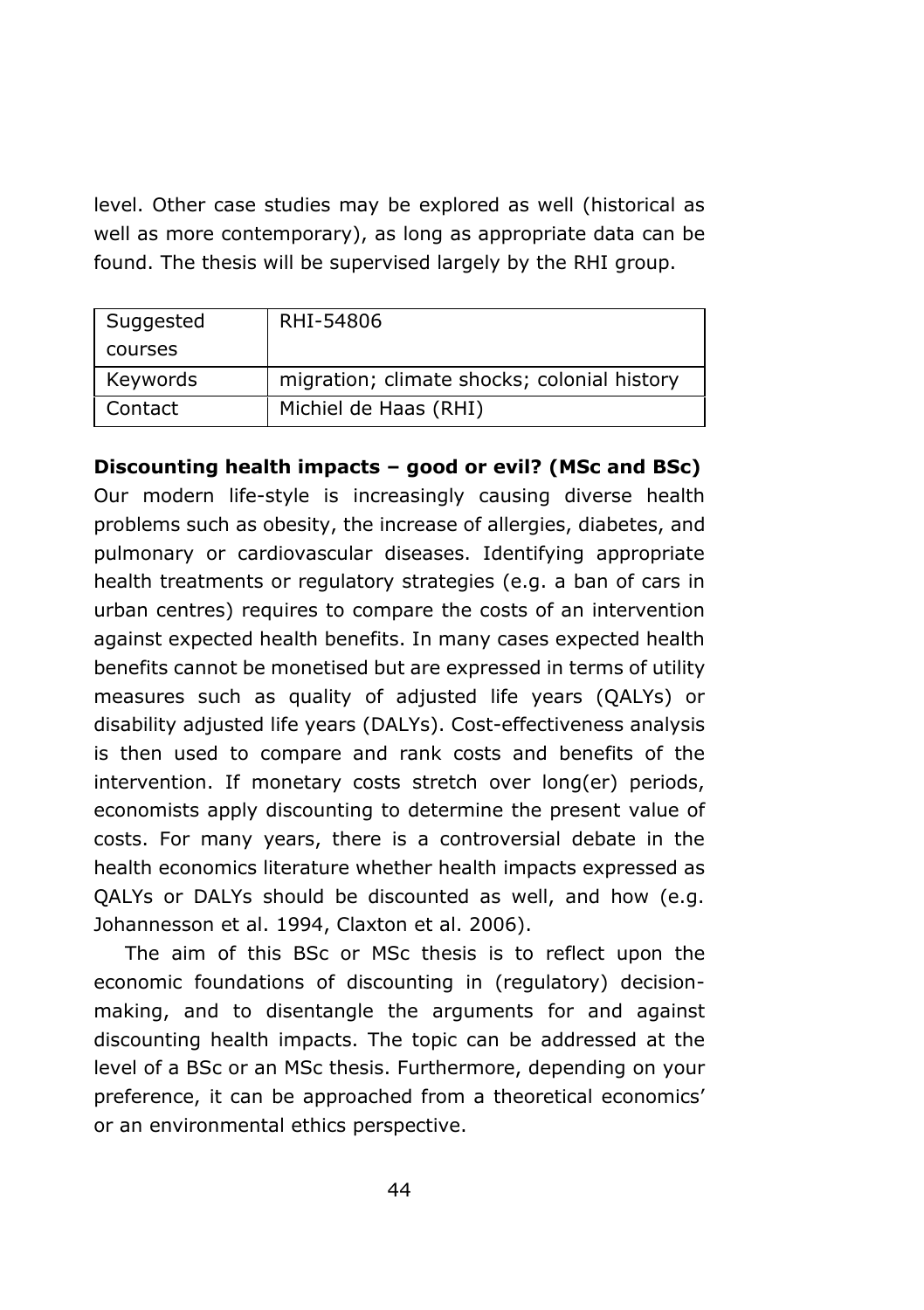level. Other case studies may be explored as well (historical as well as more contemporary), as long as appropriate data can be found. The thesis will be supervised largely by the RHI group.

| Suggested courses | RHI-54806 |
|---|---|
| Keywords | migration; climate shocks; colonial history |
| Contact | Michiel de Haas (RHI) |

**Discounting health impacts – good or evil? (MSc and BSc)**

Our modern life-style is increasingly causing diverse health problems such as obesity, the increase of allergies, diabetes, and pulmonary or cardiovascular diseases. Identifying appropriate health treatments or regulatory strategies (e.g. a ban of cars in urban centres) requires to compare the costs of an intervention against expected health benefits. In many cases expected health benefits cannot be monetised but are expressed in terms of utility measures such as quality of adjusted life years (QALYs) or disability adjusted life years (DALYs). Cost-effectiveness analysis is then used to compare and rank costs and benefits of the intervention. If monetary costs stretch over long(er) periods, economists apply discounting to determine the present value of costs. For many years, there is a controversial debate in the health economics literature whether health impacts expressed as QALYs or DALYs should be discounted as well, and how (e.g. Johannesson et al. 1994, Claxton et al. 2006).

The aim of this BSc or MSc thesis is to reflect upon the economic foundations of discounting in (regulatory) decision-making, and to disentangle the arguments for and against discounting health impacts. The topic can be addressed at the level of a BSc or an MSc thesis. Furthermore, depending on your preference, it can be approached from a theoretical economics' or an environmental ethics perspective.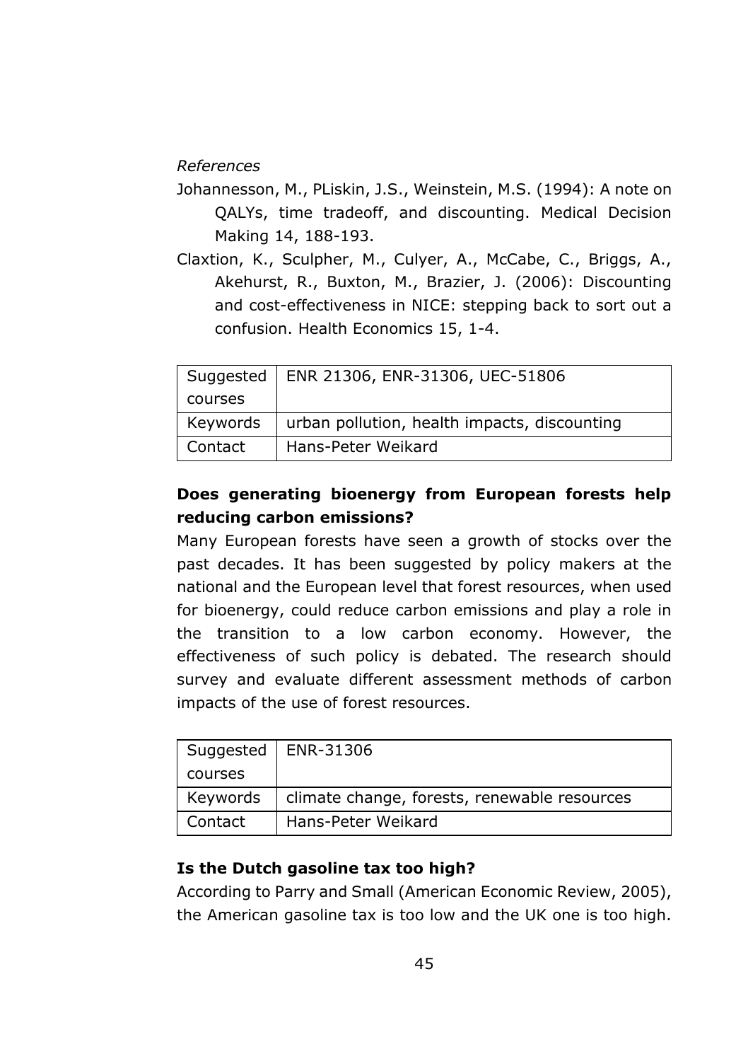*References*

Johannesson, M., PLiskin, J.S., Weinstein, M.S. (1994): A note on QALYs, time tradeoff, and discounting. Medical Decision Making 14, 188-193.

Claxtion, K., Sculpher, M., Culyer, A., McCabe, C., Briggs, A., Akehurst, R., Buxton, M., Brazier, J. (2006): Discounting and cost-effectiveness in NICE: stepping back to sort out a confusion. Health Economics 15, 1-4.

| Suggested courses | ENR 21306, ENR-31306, UEC-51806 |
|---|---|
| Keywords | urban pollution, health impacts, discounting |
| Contact | Hans-Peter Weikard |

**Does generating bioenergy from European forests help reducing carbon emissions?**

Many European forests have seen a growth of stocks over the past decades. It has been suggested by policy makers at the national and the European level that forest resources, when used for bioenergy, could reduce carbon emissions and play a role in the transition to a low carbon economy. However, the effectiveness of such policy is debated. The research should survey and evaluate different assessment methods of carbon impacts of the use of forest resources.

| Suggested courses | ENR-31306 |
|---|---|
| Keywords | climate change, forests, renewable resources |
| Contact | Hans-Peter Weikard |

**Is the Dutch gasoline tax too high?**

According to Parry and Small (American Economic Review, 2005), the American gasoline tax is too low and the UK one is too high.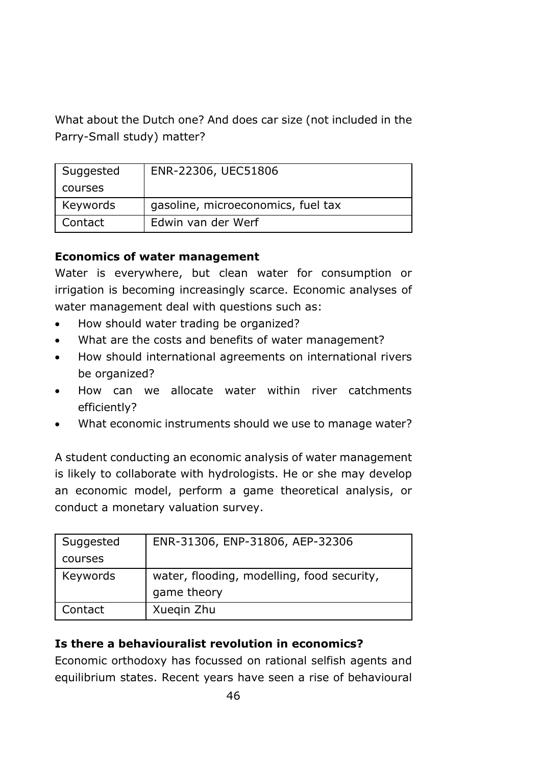What about the Dutch one? And does car size (not included in the Parry-Small study) matter?

| Suggested courses | ENR-22306, UEC51806 |
|---|---|
| Keywords | gasoline, microeconomics, fuel tax |
| Contact | Edwin van der Werf |

**Economics of water management**

Water is everywhere, but clean water for consumption or irrigation is becoming increasingly scarce. Economic analyses of water management deal with questions such as:

- How should water trading be organized?
- What are the costs and benefits of water management?
- How should international agreements on international rivers be organized?
- How can we allocate water within river catchments efficiently?
- What economic instruments should we use to manage water?

A student conducting an economic analysis of water management is likely to collaborate with hydrologists. He or she may develop an economic model, perform a game theoretical analysis, or conduct a monetary valuation survey.

| Suggested courses | ENR-31306, ENP-31806, AEP-32306 |
|---|---|
| Keywords | water, flooding, modelling, food security, game theory |
| Contact | Xueqin Zhu |

**Is there a behaviouralist revolution in economics?**

Economic orthodoxy has focussed on rational selfish agents and equilibrium states. Recent years have seen a rise of behavioural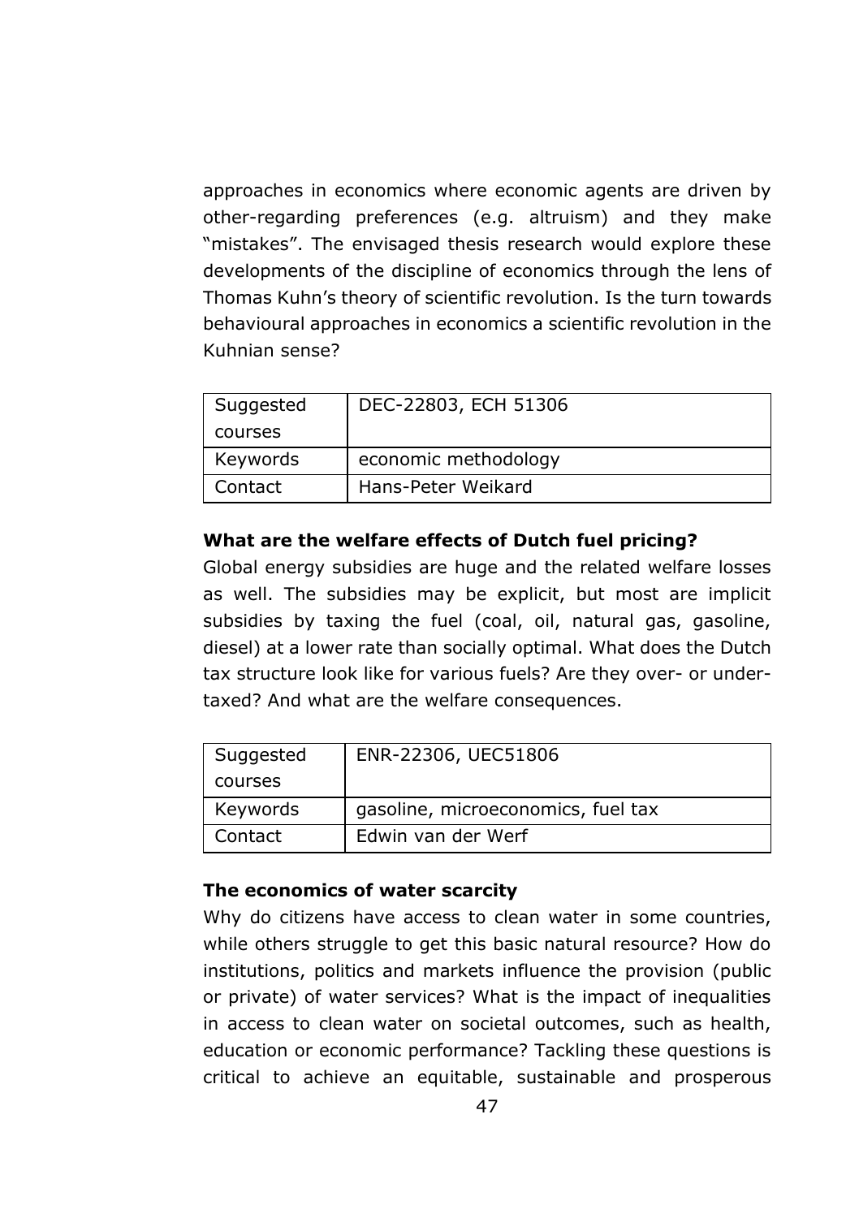approaches in economics where economic agents are driven by other-regarding preferences (e.g. altruism) and they make "mistakes". The envisaged thesis research would explore these developments of the discipline of economics through the lens of Thomas Kuhn's theory of scientific revolution. Is the turn towards behavioural approaches in economics a scientific revolution in the Kuhnian sense?

| Suggested courses | DEC-22803, ECH 51306 |
|---|---|
| Keywords | economic methodology |
| Contact | Hans-Peter Weikard |

**What are the welfare effects of Dutch fuel pricing?**

Global energy subsidies are huge and the related welfare losses as well. The subsidies may be explicit, but most are implicit subsidies by taxing the fuel (coal, oil, natural gas, gasoline, diesel) at a lower rate than socially optimal. What does the Dutch tax structure look like for various fuels? Are they over- or under-taxed? And what are the welfare consequences.

| Suggested courses | ENR-22306, UEC51806 |
|---|---|
| Keywords | gasoline, microeconomics, fuel tax |
| Contact | Edwin van der Werf |

**The economics of water scarcity**

Why do citizens have access to clean water in some countries, while others struggle to get this basic natural resource? How do institutions, politics and markets influence the provision (public or private) of water services? What is the impact of inequalities in access to clean water on societal outcomes, such as health, education or economic performance? Tackling these questions is critical to achieve an equitable, sustainable and prosperous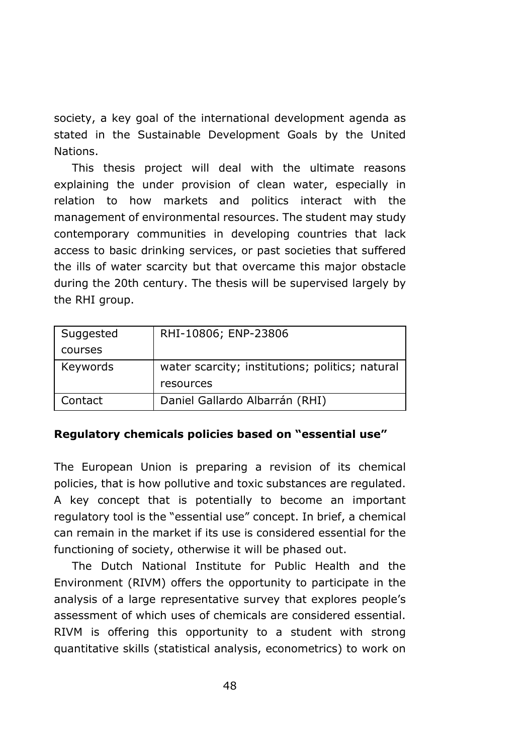society, a key goal of the international development agenda as stated in the Sustainable Development Goals by the United Nations.

This thesis project will deal with the ultimate reasons explaining the under provision of clean water, especially in relation to how markets and politics interact with the management of environmental resources. The student may study contemporary communities in developing countries that lack access to basic drinking services, or past societies that suffered the ills of water scarcity but that overcame this major obstacle during the 20th century. The thesis will be supervised largely by the RHI group.

| Suggested courses | RHI-10806; ENP-23806 |
|---|---|
| Keywords | water scarcity; institutions; politics; natural resources |
| Contact | Daniel Gallardo Albarrán (RHI) |

**Regulatory chemicals policies based on "essential use"**

The European Union is preparing a revision of its chemical policies, that is how pollutive and toxic substances are regulated. A key concept that is potentially to become an important regulatory tool is the "essential use" concept. In brief, a chemical can remain in the market if its use is considered essential for the functioning of society, otherwise it will be phased out.

The Dutch National Institute for Public Health and the Environment (RIVM) offers the opportunity to participate in the analysis of a large representative survey that explores people's assessment of which uses of chemicals are considered essential. RIVM is offering this opportunity to a student with strong quantitative skills (statistical analysis, econometrics) to work on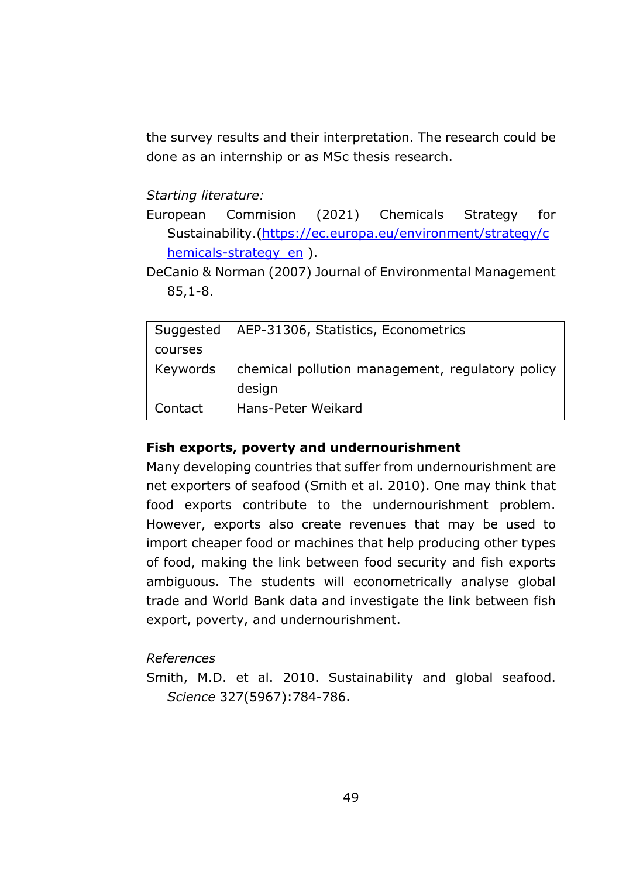the survey results and their interpretation. The research could be done as an internship or as MSc thesis research.

*Starting literature:*

European Commision (2021) Chemicals Strategy for Sustainability.([https://ec.europa.eu/environment/strategy/chemicals-strategy_en](https://ec.europa.eu/environment/strategy/chemicals-strategy_en) ).

DeCanio & Norman (2007) Journal of Environmental Management 85,1-8.

| Suggested courses | AEP-31306, Statistics, Econometrics |
|---|---|
| Keywords | chemical pollution management, regulatory policy design |
| Contact | Hans-Peter Weikard |

**Fish exports, poverty and undernourishment**

Many developing countries that suffer from undernourishment are net exporters of seafood (Smith et al. 2010). One may think that food exports contribute to the undernourishment problem. However, exports also create revenues that may be used to import cheaper food or machines that help producing other types of food, making the link between food security and fish exports ambiguous. The students will econometrically analyse global trade and World Bank data and investigate the link between fish export, poverty, and undernourishment.

*References*

Smith, M.D. et al. 2010. Sustainability and global seafood. *Science* 327(5967):784-786.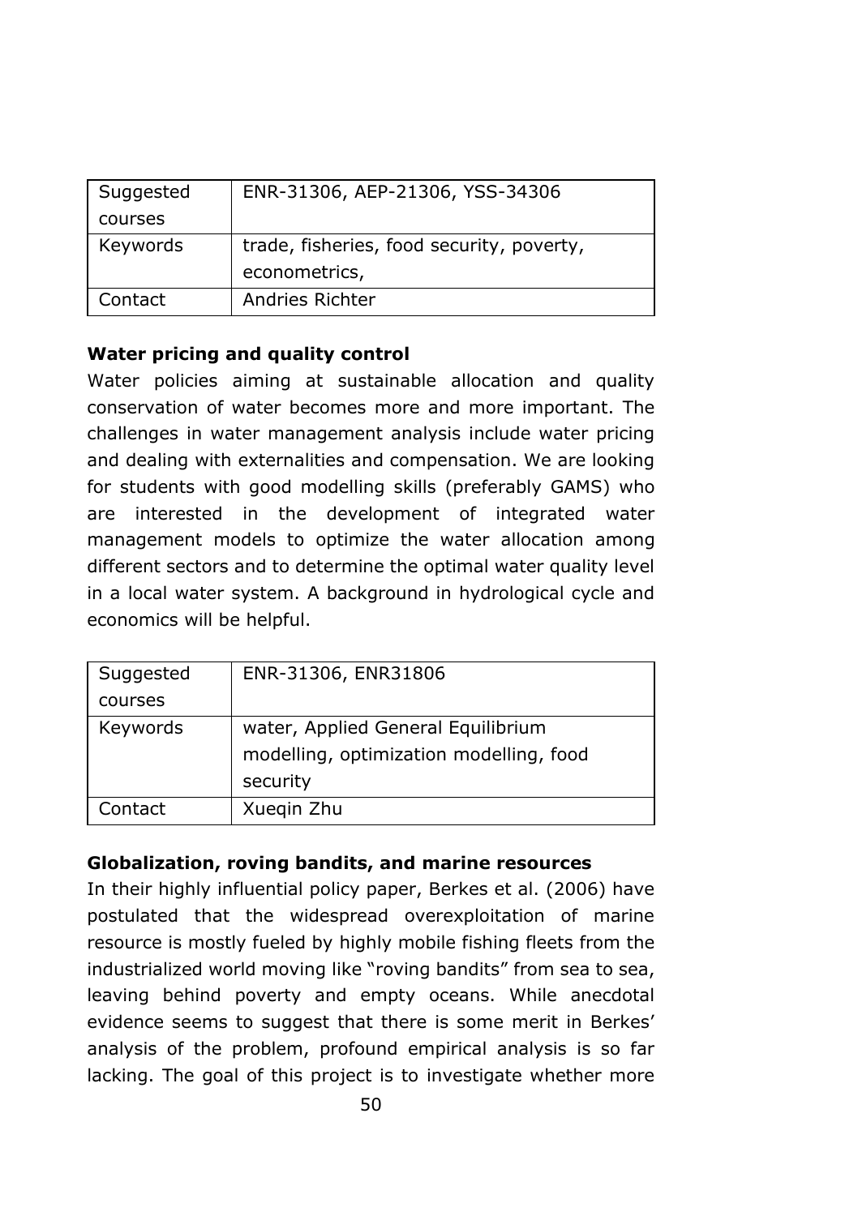| Suggested courses | ENR-31306, AEP-21306, YSS-34306 |
|---|---|
| Keywords | trade, fisheries, food security, poverty, econometrics, |
| Contact | Andries Richter |

**Water pricing and quality control**

Water policies aiming at sustainable allocation and quality conservation of water becomes more and more important. The challenges in water management analysis include water pricing and dealing with externalities and compensation. We are looking for students with good modelling skills (preferably GAMS) who are interested in the development of integrated water management models to optimize the water allocation among different sectors and to determine the optimal water quality level in a local water system. A background in hydrological cycle and economics will be helpful.

| Suggested courses | ENR-31306, ENR31806 |
|---|---|
| Keywords | water, Applied General Equilibrium modelling, optimization modelling, food security |
| Contact | Xueqin Zhu |

**Globalization, roving bandits, and marine resources**

In their highly influential policy paper, Berkes et al. (2006) have postulated that the widespread overexploitation of marine resource is mostly fueled by highly mobile fishing fleets from the industrialized world moving like "roving bandits" from sea to sea, leaving behind poverty and empty oceans. While anecdotal evidence seems to suggest that there is some merit in Berkes' analysis of the problem, profound empirical analysis is so far lacking. The goal of this project is to investigate whether more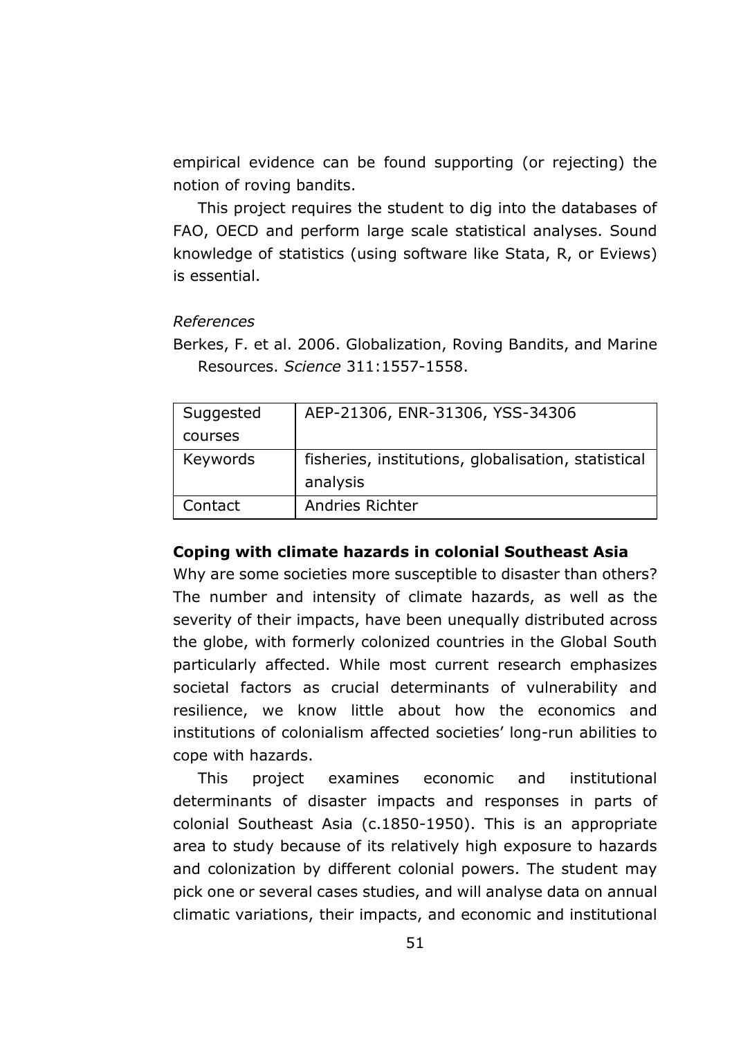empirical evidence can be found supporting (or rejecting) the notion of roving bandits.

This project requires the student to dig into the databases of FAO, OECD and perform large scale statistical analyses. Sound knowledge of statistics (using software like Stata, R, or Eviews) is essential.

*References*

Berkes, F. et al. 2006. Globalization, Roving Bandits, and Marine Resources. *Science* 311:1557-1558.

| Suggested courses | AEP-21306, ENR-31306, YSS-34306 |
|---|---|
| Keywords | fisheries, institutions, globalisation, statistical analysis |
| Contact | Andries Richter |

**Coping with climate hazards in colonial Southeast Asia**

Why are some societies more susceptible to disaster than others? The number and intensity of climate hazards, as well as the severity of their impacts, have been unequally distributed across the globe, with formerly colonized countries in the Global South particularly affected. While most current research emphasizes societal factors as crucial determinants of vulnerability and resilience, we know little about how the economics and institutions of colonialism affected societies' long-run abilities to cope with hazards.

This project examines economic and institutional determinants of disaster impacts and responses in parts of colonial Southeast Asia (c.1850-1950). This is an appropriate area to study because of its relatively high exposure to hazards and colonization by different colonial powers. The student may pick one or several cases studies, and will analyse data on annual climatic variations, their impacts, and economic and institutional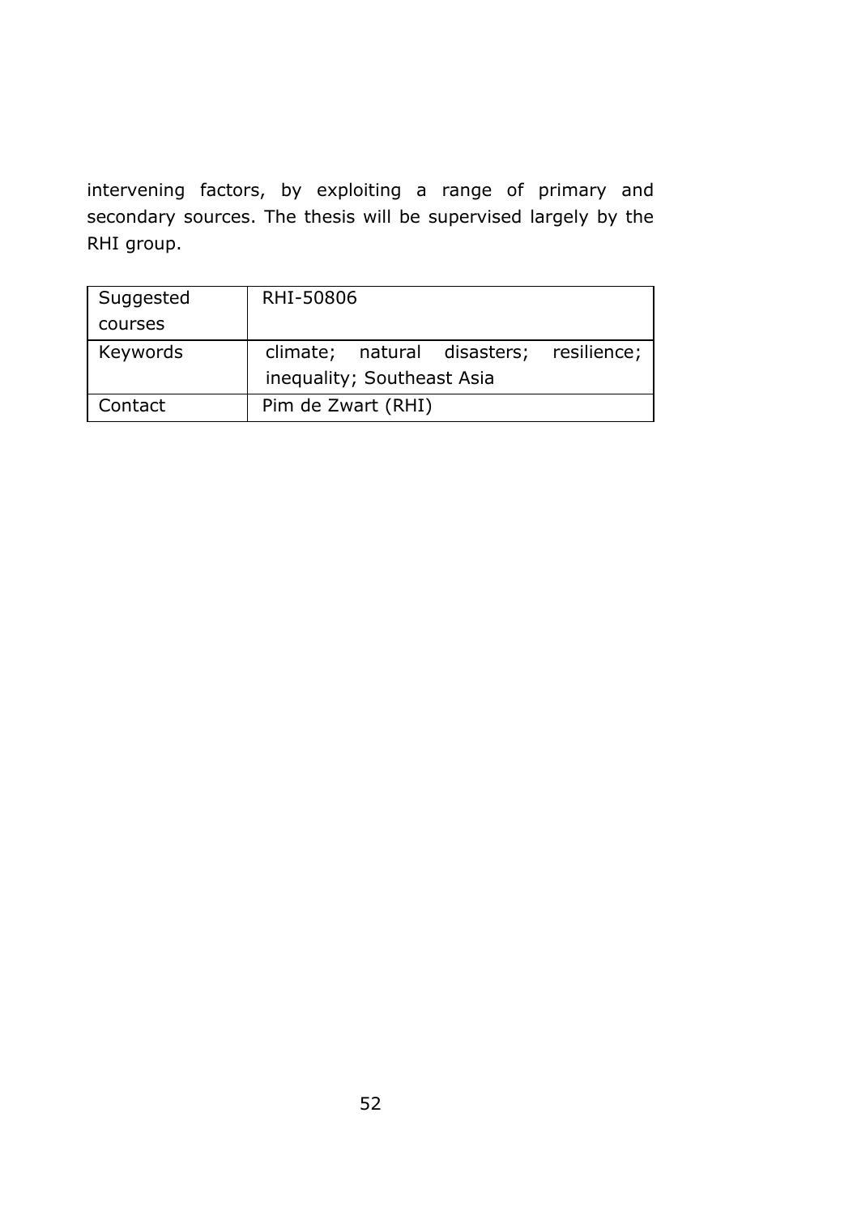intervening factors, by exploiting a range of primary and secondary sources. The thesis will be supervised largely by the RHI group.

| Suggested courses | RHI-50806 |
|---|---|
| Keywords | climate; natural disasters; resilience; inequality; Southeast Asia |
| Contact | Pim de Zwart (RHI) |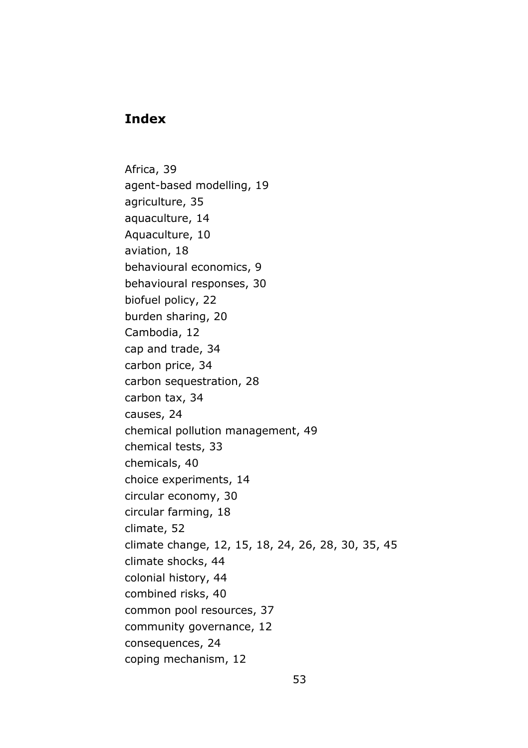# Index

Africa, 39
agent-based modelling, 19
agriculture, 35
aquaculture, 14
Aquaculture, 10
aviation, 18
behavioural economics, 9
behavioural responses, 30
biofuel policy, 22
burden sharing, 20
Cambodia, 12
cap and trade, 34
carbon price, 34
carbon sequestration, 28
carbon tax, 34
causes, 24
chemical pollution management, 49
chemical tests, 33
chemicals, 40
choice experiments, 14
circular economy, 30
circular farming, 18
climate, 52
climate change, 12, 15, 18, 24, 26, 28, 30, 35, 45
climate shocks, 44
colonial history, 44
combined risks, 40
common pool resources, 37
community governance, 12
consequences, 24
coping mechanism, 12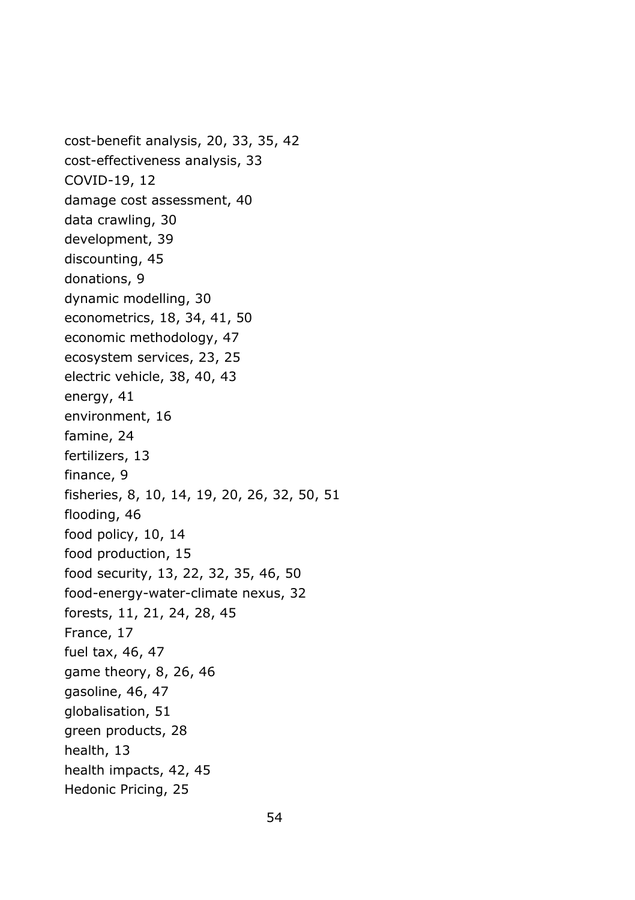cost-benefit analysis, 20, 33, 35, 42
cost-effectiveness analysis, 33
COVID-19, 12
damage cost assessment, 40
data crawling, 30
development, 39
discounting, 45
donations, 9
dynamic modelling, 30
econometrics, 18, 34, 41, 50
economic methodology, 47
ecosystem services, 23, 25
electric vehicle, 38, 40, 43
energy, 41
environment, 16
famine, 24
fertilizers, 13
finance, 9
fisheries, 8, 10, 14, 19, 20, 26, 32, 50, 51
flooding, 46
food policy, 10, 14
food production, 15
food security, 13, 22, 32, 35, 46, 50
food-energy-water-climate nexus, 32
forests, 11, 21, 24, 28, 45
France, 17
fuel tax, 46, 47
game theory, 8, 26, 46
gasoline, 46, 47
globalisation, 51
green products, 28
health, 13
health impacts, 42, 45
Hedonic Pricing, 25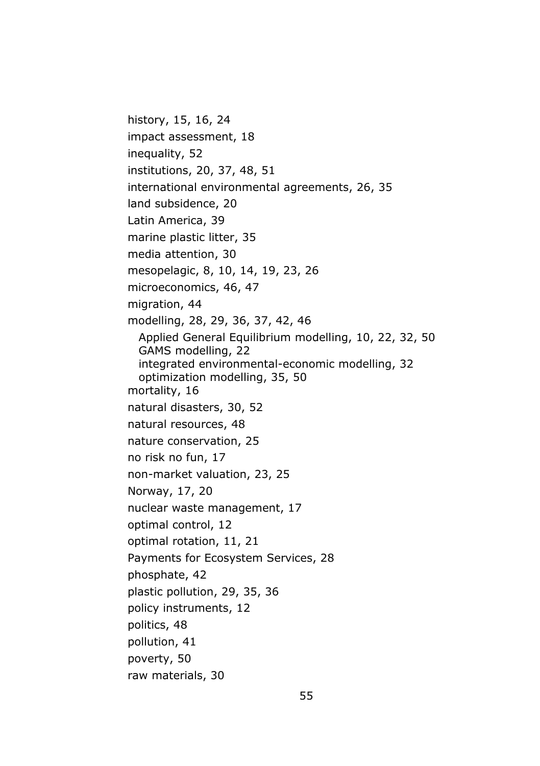history, 15, 16, 24
impact assessment, 18
inequality, 52
institutions, 20, 37, 48, 51
international environmental agreements, 26, 35
land subsidence, 20
Latin America, 39
marine plastic litter, 35
media attention, 30
mesopelagic, 8, 10, 14, 19, 23, 26
microeconomics, 46, 47
migration, 44
modelling, 28, 29, 36, 37, 42, 46
  Applied General Equilibrium modelling, 10, 22, 32, 50
  GAMS modelling, 22
  integrated environmental-economic modelling, 32
  optimization modelling, 35, 50
mortality, 16
natural disasters, 30, 52
natural resources, 48
nature conservation, 25
no risk no fun, 17
non-market valuation, 23, 25
Norway, 17, 20
nuclear waste management, 17
optimal control, 12
optimal rotation, 11, 21
Payments for Ecosystem Services, 28
phosphate, 42
plastic pollution, 29, 35, 36
policy instruments, 12
politics, 48
pollution, 41
poverty, 50
raw materials, 30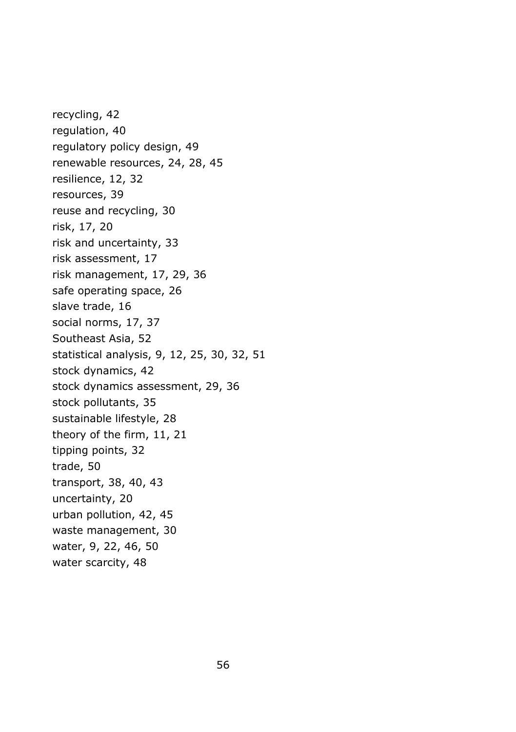recycling, 42
regulation, 40
regulatory policy design, 49
renewable resources, 24, 28, 45
resilience, 12, 32
resources, 39
reuse and recycling, 30
risk, 17, 20
risk and uncertainty, 33
risk assessment, 17
risk management, 17, 29, 36
safe operating space, 26
slave trade, 16
social norms, 17, 37
Southeast Asia, 52
statistical analysis, 9, 12, 25, 30, 32, 51
stock dynamics, 42
stock dynamics assessment, 29, 36
stock pollutants, 35
sustainable lifestyle, 28
theory of the firm, 11, 21
tipping points, 32
trade, 50
transport, 38, 40, 43
uncertainty, 20
urban pollution, 42, 45
waste management, 30
water, 9, 22, 46, 50
water scarcity, 48